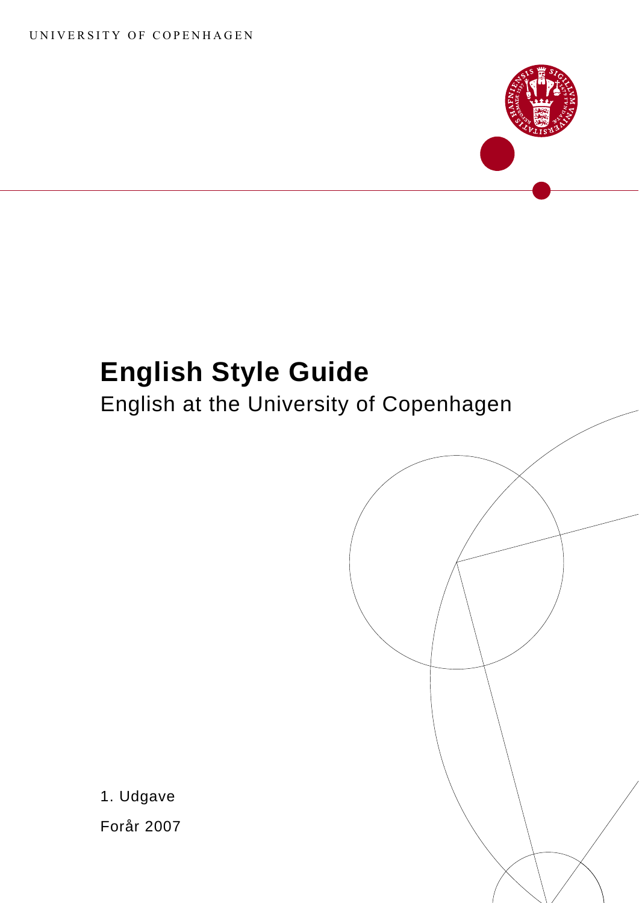UNIVERSITY OF COPENHAGEN

# English Style Guide

English at the University of Copenhagen

1. Udgave

Forår 2007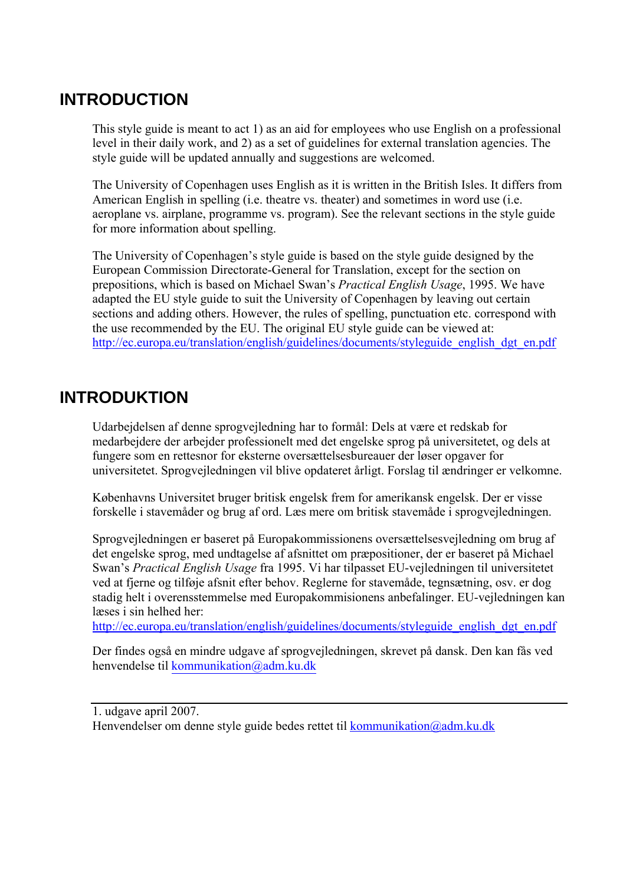# INTRODUCTION

This style guide is meant to act 1) as an aid for employees who use English on a professional level in their daily work, and 2) as a set of guidelines for external translation agencies. The style guide will be updated annually and suggestions are welcomed.

The University of Copenhagen uses English as it is written in the British Isles. It differs from American English in spelling (i.e. theatre vs. theater) and sometimes in word use (i.e. aeroplane vs. airplane, programme vs. program). See the relevant sections in the style guide for more information about spelling.

The University of Copenhagen's style guide is based on the style guide designed by the European Commission Directorate-General for Translation, except for the section on prepositions, which is based on Michael Swan's *Practical English Usage*, 1995. We have adapted the EU style guide to suit the University of Copenhagen by leaving out certain sections and adding others. However, the rules of spelling, punctuation etc. correspond with the use recommended by the EU. The original EU style guide can be viewed at: http://ec.europa.eu/translation/english/guidelines/documents/styleguide_english_dgt_en.pdf

# INTRODUKTION

Udarbejdelsen af denne sprogvejledning har to formål: Dels at være et redskab for medarbejdere der arbejder professionelt med det engelske sprog på universitetet, og dels at fungere som en rettesnor for eksterne oversættelsesbureauer der løser opgaver for universitetet. Sprogvejledningen vil blive opdateret årligt. Forslag til ændringer er velkomne.

Københavns Universitet bruger britisk engelsk frem for amerikansk engelsk. Der er visse forskelle i stavemåder og brug af ord. Læs mere om britisk stavemåde i sprogvejledningen.

Sprogvejledningen er baseret på Europakommissionens oversættelsesvejledning om brug af det engelske sprog, med undtagelse af afsnittet om præpositioner, der er baseret på Michael Swan's *Practical English Usage* fra 1995. Vi har tilpasset EU-vejledningen til universitetet ved at fjerne og tilføje afsnit efter behov. Reglerne for stavemåde, tegnsætning, osv. er dog stadig helt i overensstemmelse med Europakommisionens anbefalinger. EU-vejledningen kan læses i sin helhed her:
http://ec.europa.eu/translation/english/guidelines/documents/styleguide_english_dgt_en.pdf

Der findes også en mindre udgave af sprogvejledningen, skrevet på dansk. Den kan fås ved henvendelse til kommunikation@adm.ku.dk

---

1. udgave april 2007.
Henvendelser om denne style guide bedes rettet til kommunikation@adm.ku.dk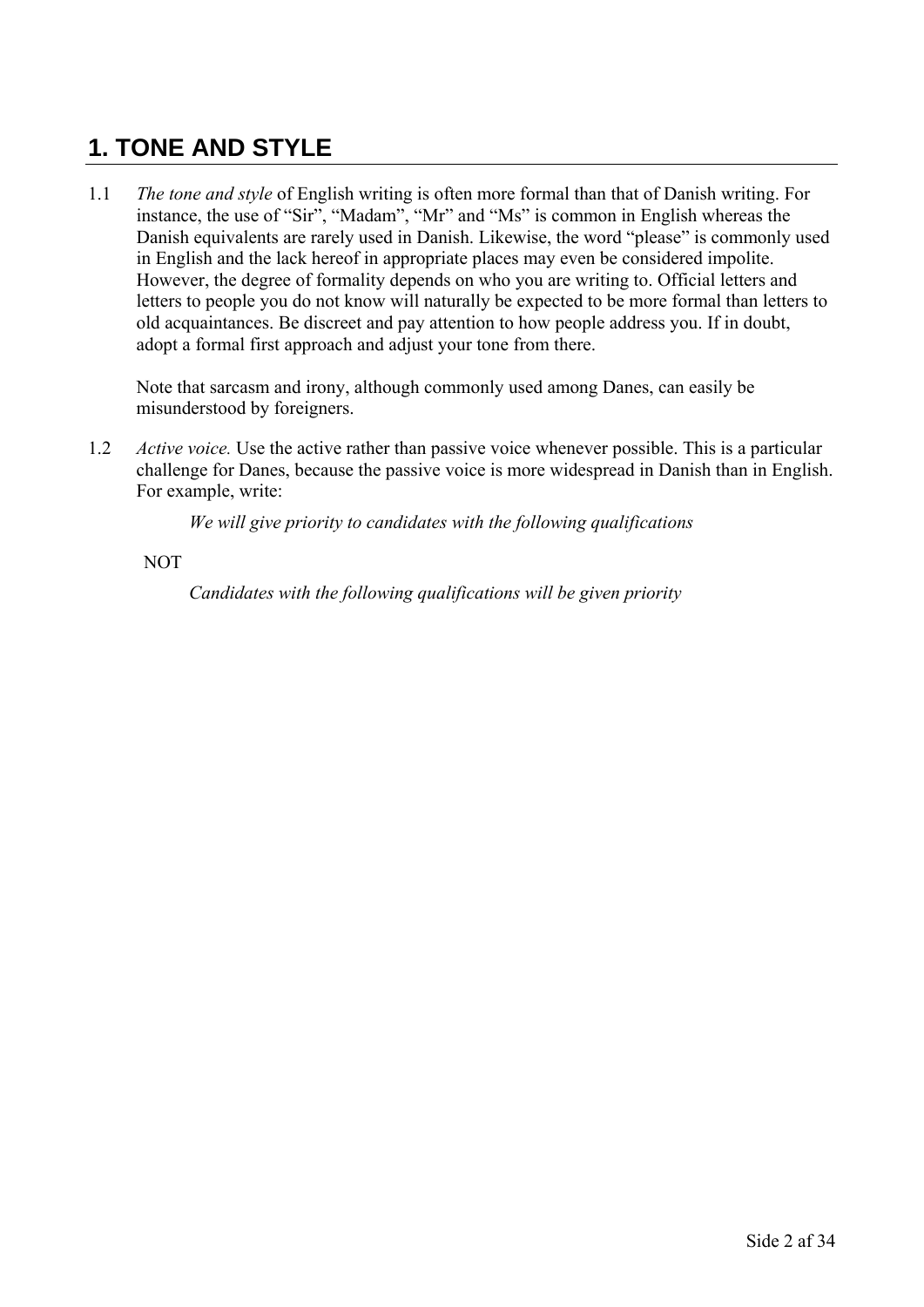# 1. TONE AND STYLE

1.1 *The tone and style* of English writing is often more formal than that of Danish writing. For instance, the use of “Sir”, “Madam”, “Mr” and “Ms” is common in English whereas the Danish equivalents are rarely used in Danish. Likewise, the word “please” is commonly used in English and the lack hereof in appropriate places may even be considered impolite. However, the degree of formality depends on who you are writing to. Official letters and letters to people you do not know will naturally be expected to be more formal than letters to old acquaintances. Be discreet and pay attention to how people address you. If in doubt, adopt a formal first approach and adjust your tone from there.

Note that sarcasm and irony, although commonly used among Danes, can easily be misunderstood by foreigners.

1.2 *Active voice.* Use the active rather than passive voice whenever possible. This is a particular challenge for Danes, because the passive voice is more widespread in Danish than in English. For example, write:

*We will give priority to candidates with the following qualifications*

NOT

*Candidates with the following qualifications will be given priority*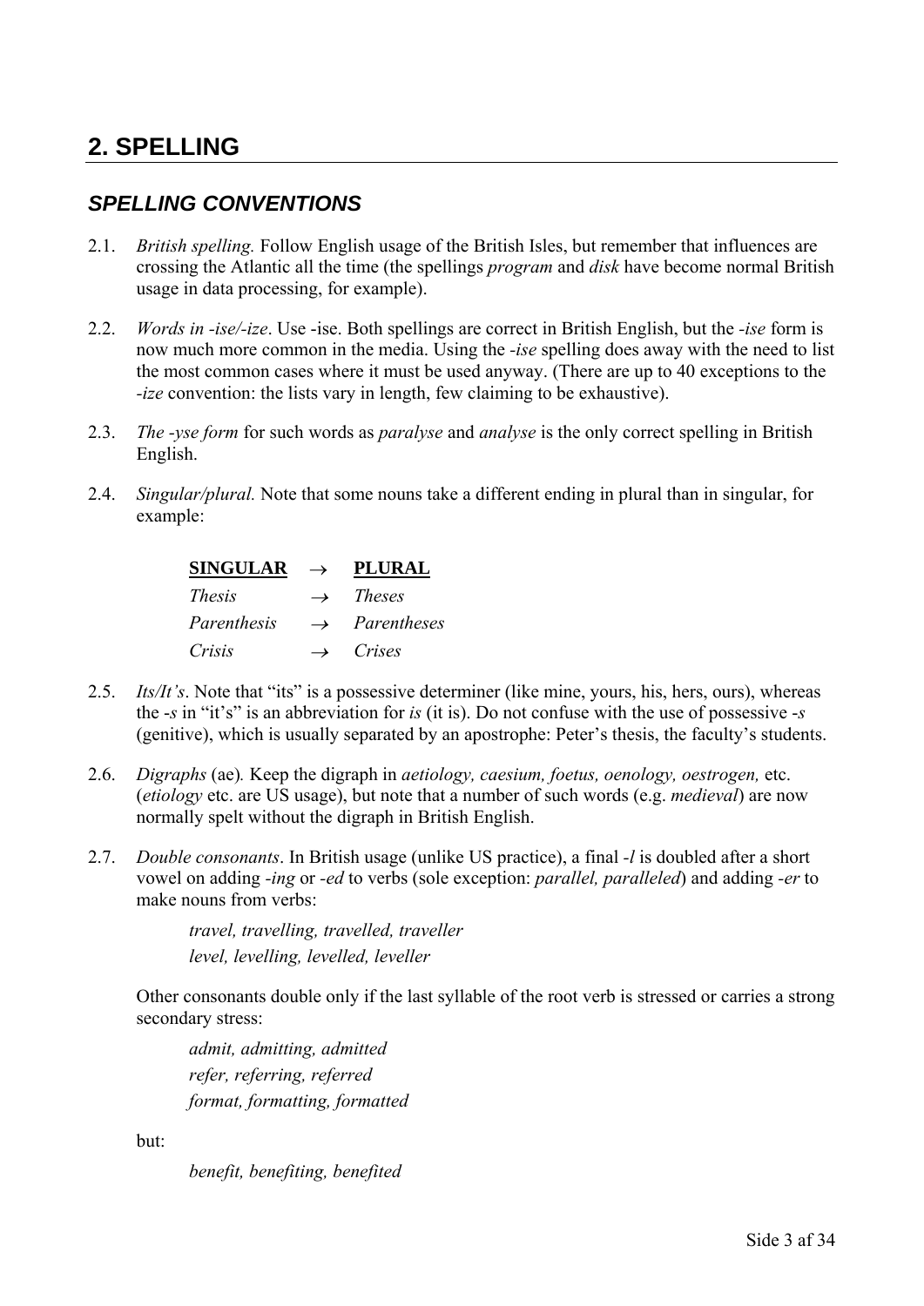## 2. SPELLING

### *SPELLING CONVENTIONS*

2.1. *British spelling.* Follow English usage of the British Isles, but remember that influences are crossing the Atlantic all the time (the spellings *program* and *disk* have become normal British usage in data processing, for example).

2.2. *Words in -ise/-ize*. Use -ise. Both spellings are correct in British English, but the *-ise* form is now much more common in the media. Using the *-ise* spelling does away with the need to list the most common cases where it must be used anyway. (There are up to 40 exceptions to the *-ize* convention: the lists vary in length, few claiming to be exhaustive).

2.3. *The -yse form* for such words as *paralyse* and *analyse* is the only correct spelling in British English.

2.4. *Singular/plural.* Note that some nouns take a different ending in plural than in singular, for example:

| **SINGULAR** | → | **PLURAL** |
|---|---|---|
| *Thesis* | → | *Theses* |
| *Parenthesis* | → | *Parentheses* |
| *Crisis* | → | *Crises* |

2.5. *Its/It's*. Note that "its" is a possessive determiner (like mine, yours, his, hers, ours), whereas the *-s* in "it's" is an abbreviation for *is* (it is). Do not confuse with the use of possessive *-s* (genitive), which is usually separated by an apostrophe: Peter's thesis, the faculty's students.

2.6. *Digraphs* (ae)*.* Keep the digraph in *aetiology, caesium, foetus, oenology, oestrogen,* etc. (*etiology* etc. are US usage), but note that a number of such words (e.g. *medieval*) are now normally spelt without the digraph in British English.

2.7. *Double consonants*. In British usage (unlike US practice), a final *-l* is doubled after a short vowel on adding *-ing* or *-ed* to verbs (sole exception: *parallel, paralleled*) and adding *-er* to make nouns from verbs:

*travel, travelling, travelled, traveller*
*level, levelling, levelled, leveller*

Other consonants double only if the last syllable of the root verb is stressed or carries a strong secondary stress:

*admit, admitting, admitted*
*refer, referring, referred*
*format, formatting, formatted*

but:

*benefit, benefiting, benefited*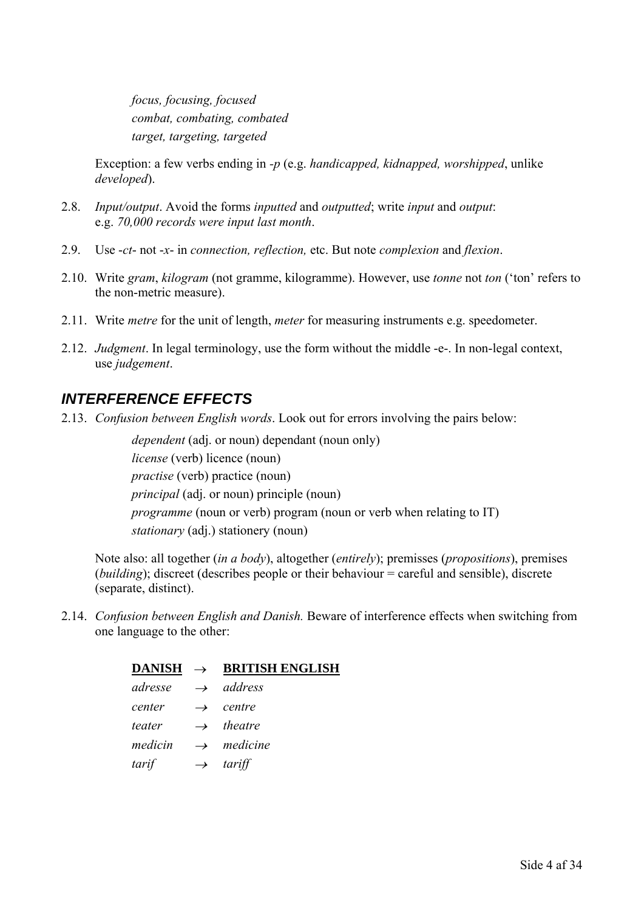*focus, focusing, focused*
*combat, combating, combated*
*target, targeting, targeted*

Exception: a few verbs ending in *-p* (e.g. *handicapped, kidnapped, worshipped*, unlike *developed*).

2.8. *Input/output*. Avoid the forms *inputted* and *outputted*; write *input* and *output*: e.g. *70,000 records were input last month*.

2.9. Use *-ct-* not *-x-* in *connection, reflection,* etc. But note *complexion* and *flexion*.

2.10. Write *gram*, *kilogram* (not gramme, kilogramme). However, use *tonne* not *ton* ('ton' refers to the non-metric measure).

2.11. Write *metre* for the unit of length, *meter* for measuring instruments e.g. speedometer.

2.12. *Judgment*. In legal terminology, use the form without the middle -e-. In non-legal context, use *judgement*.

## *INTERFERENCE EFFECTS*

2.13. *Confusion between English words*. Look out for errors involving the pairs below:

*dependent* (adj. or noun) dependant (noun only)
*license* (verb) licence (noun)
*practise* (verb) practice (noun)
*principal* (adj. or noun) principle (noun)
*programme* (noun or verb) program (noun or verb when relating to IT)
*stationary* (adj.) stationery (noun)

Note also: all together (*in a body*), altogether (*entirely*); premisses (*propositions*), premises (*building*); discreet (describes people or their behaviour = careful and sensible), discrete (separate, distinct).

2.14. *Confusion between English and Danish.* Beware of interference effects when switching from one language to the other:

| **DANISH** | → | **BRITISH ENGLISH** |
|---|---|---|
| *adresse* | → | *address* |
| *center* | → | *centre* |
| *teater* | → | *theatre* |
| *medicin* | → | *medicine* |
| *tarif* | → | *tariff* |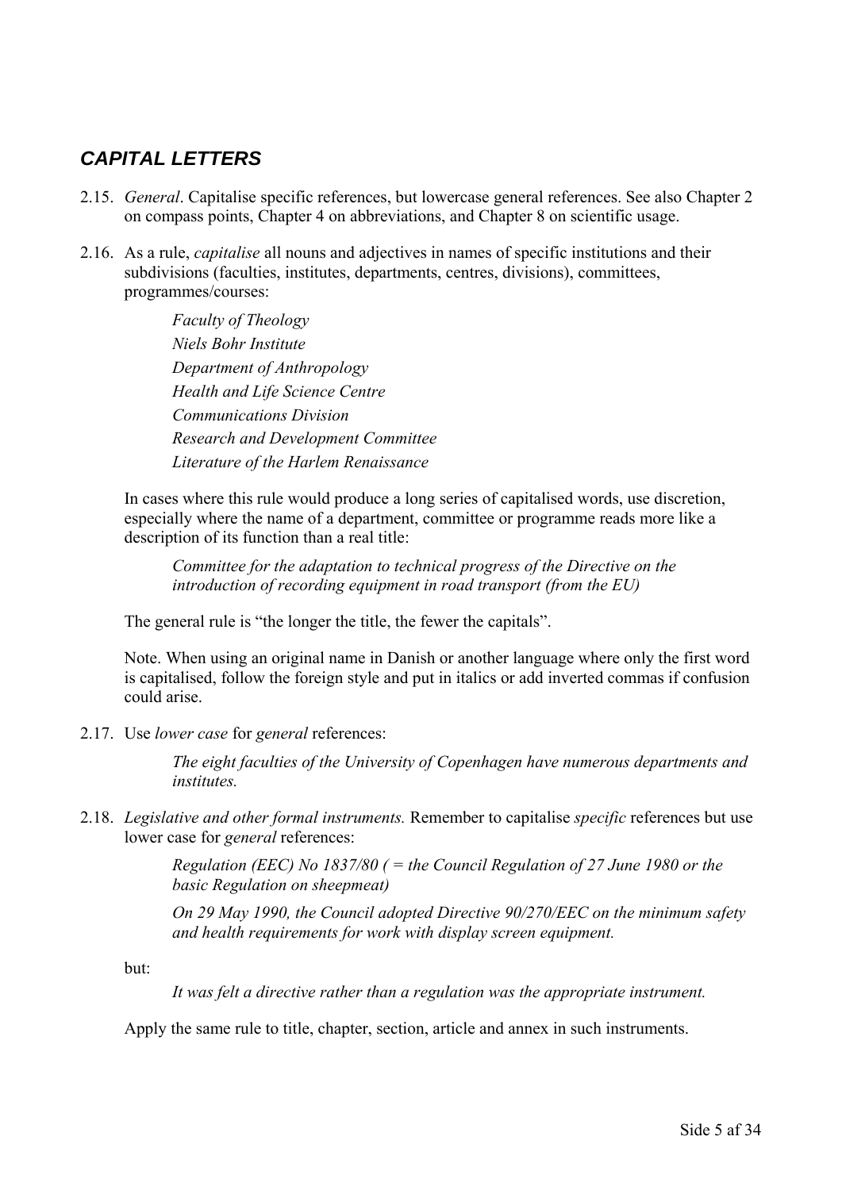## *CAPITAL LETTERS*

2.15. *General*. Capitalise specific references, but lowercase general references. See also Chapter 2 on compass points, Chapter 4 on abbreviations, and Chapter 8 on scientific usage.

2.16. As a rule, *capitalise* all nouns and adjectives in names of specific institutions and their subdivisions (faculties, institutes, departments, centres, divisions), committees, programmes/courses:

*Faculty of Theology*
*Niels Bohr Institute*
*Department of Anthropology*
*Health and Life Science Centre*
*Communications Division*
*Research and Development Committee*
*Literature of the Harlem Renaissance*

In cases where this rule would produce a long series of capitalised words, use discretion, especially where the name of a department, committee or programme reads more like a description of its function than a real title:

*Committee for the adaptation to technical progress of the Directive on the introduction of recording equipment in road transport (from the EU)*

The general rule is "the longer the title, the fewer the capitals".

Note. When using an original name in Danish or another language where only the first word is capitalised, follow the foreign style and put in italics or add inverted commas if confusion could arise.

2.17. Use *lower case* for *general* references:

*The eight faculties of the University of Copenhagen have numerous departments and institutes.*

2.18. *Legislative and other formal instruments.* Remember to capitalise *specific* references but use lower case for *general* references:

*Regulation (EEC) No 1837/80 ( = the Council Regulation of 27 June 1980 or the basic Regulation on sheepmeat)*

*On 29 May 1990, the Council adopted Directive 90/270/EEC on the minimum safety and health requirements for work with display screen equipment.*

but:

*It was felt a directive rather than a regulation was the appropriate instrument.*

Apply the same rule to title, chapter, section, article and annex in such instruments.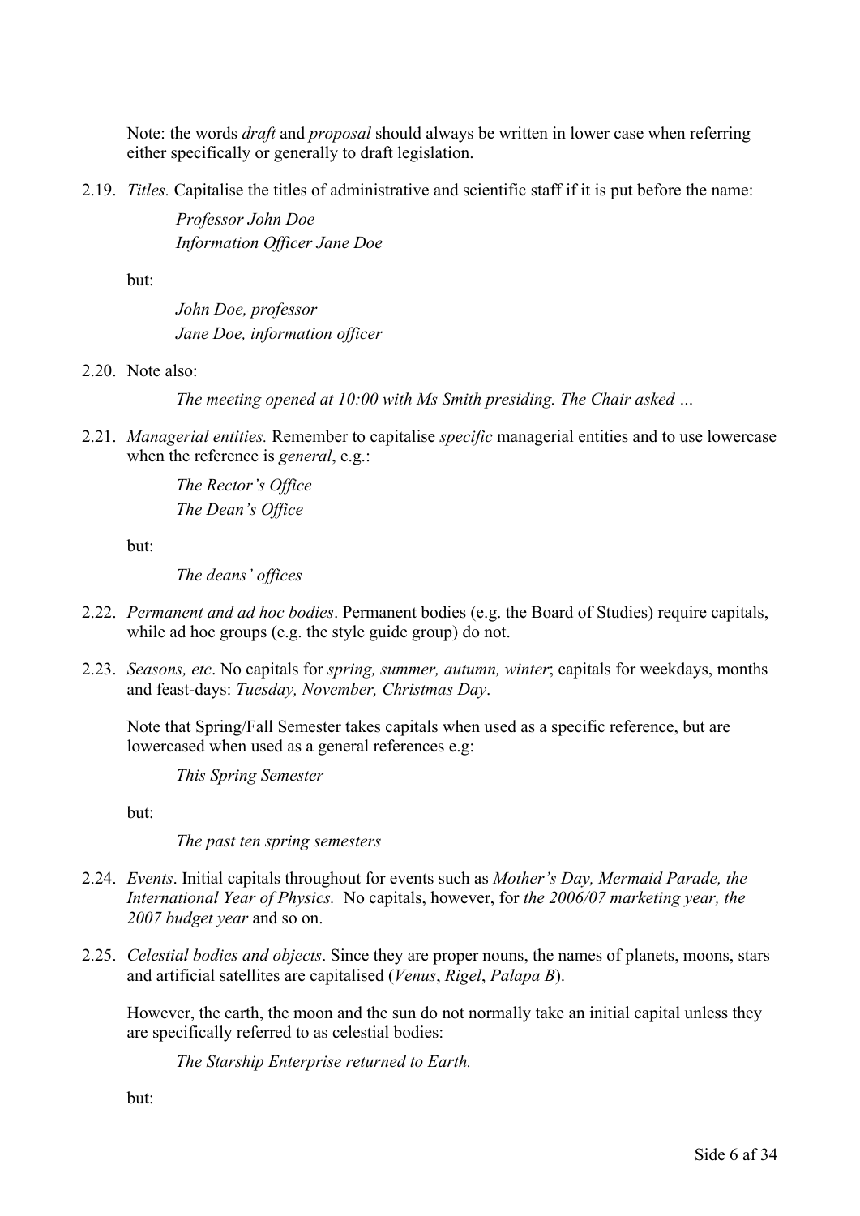Note: the words *draft* and *proposal* should always be written in lower case when referring either specifically or generally to draft legislation.

2.19. *Titles.* Capitalise the titles of administrative and scientific staff if it is put before the name:

> *Professor John Doe*
> *Information Officer Jane Doe*

but:

> *John Doe, professor*
> *Jane Doe, information officer*

2.20. Note also:

> *The meeting opened at 10:00 with Ms Smith presiding. The Chair asked …*

2.21. *Managerial entities.* Remember to capitalise *specific* managerial entities and to use lowercase when the reference is *general*, e.g.:

> *The Rector's Office*
> *The Dean's Office*

but:

> *The deans' offices*

2.22. *Permanent and ad hoc bodies*. Permanent bodies (e.g. the Board of Studies) require capitals, while ad hoc groups (e.g. the style guide group) do not.

2.23. *Seasons, etc*. No capitals for *spring, summer, autumn, winter*; capitals for weekdays, months and feast-days: *Tuesday, November, Christmas Day*.

Note that Spring/Fall Semester takes capitals when used as a specific reference, but are lowercased when used as a general references e.g:

> *This Spring Semester*

but:

> *The past ten spring semesters*

2.24. *Events*. Initial capitals throughout for events such as *Mother's Day, Mermaid Parade, the International Year of Physics.* No capitals, however, for *the 2006/07 marketing year, the 2007 budget year* and so on.

2.25. *Celestial bodies and objects*. Since they are proper nouns, the names of planets, moons, stars and artificial satellites are capitalised (*Venus*, *Rigel*, *Palapa B*).

However, the earth, the moon and the sun do not normally take an initial capital unless they are specifically referred to as celestial bodies:

> *The Starship Enterprise returned to Earth.*

but: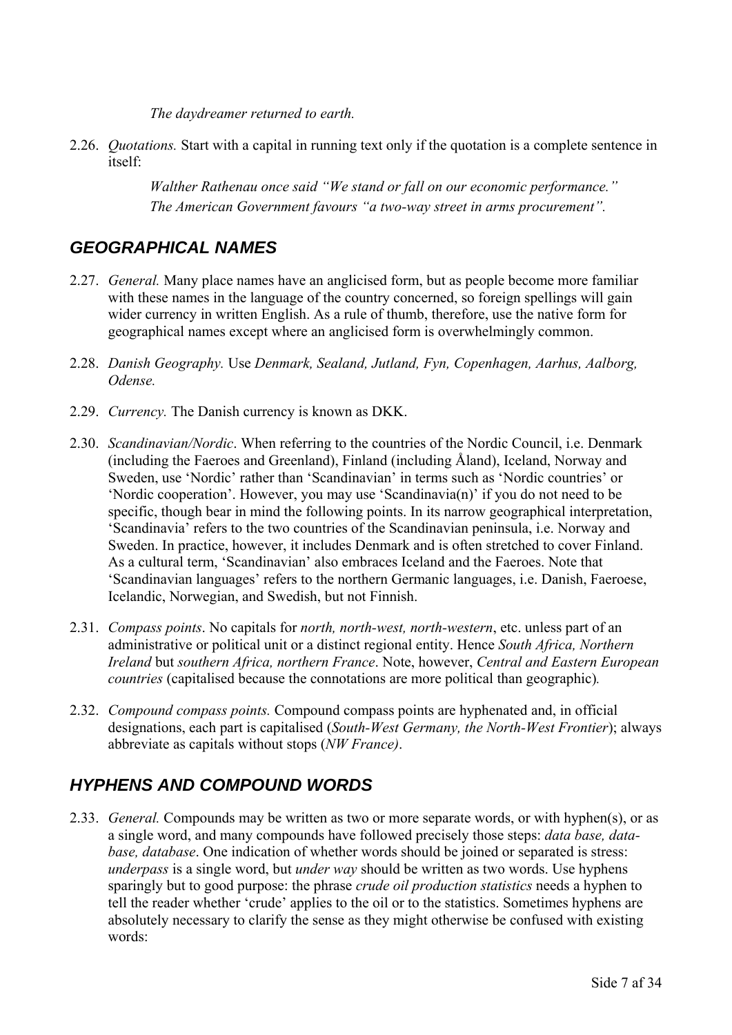*The daydreamer returned to earth.*

2.26. *Quotations.* Start with a capital in running text only if the quotation is a complete sentence in itself:

*Walther Rathenau once said "We stand or fall on our economic performance."*
*The American Government favours "a two-way street in arms procurement".*

## GEOGRAPHICAL NAMES

2.27. *General.* Many place names have an anglicised form, but as people become more familiar with these names in the language of the country concerned, so foreign spellings will gain wider currency in written English. As a rule of thumb, therefore, use the native form for geographical names except where an anglicised form is overwhelmingly common.

2.28. *Danish Geography.* Use *Denmark, Sealand, Jutland, Fyn, Copenhagen, Aarhus, Aalborg, Odense.*

2.29. *Currency.* The Danish currency is known as DKK.

2.30. *Scandinavian/Nordic*. When referring to the countries of the Nordic Council, i.e. Denmark (including the Faeroes and Greenland), Finland (including Åland), Iceland, Norway and Sweden, use 'Nordic' rather than 'Scandinavian' in terms such as 'Nordic countries' or 'Nordic cooperation'. However, you may use 'Scandinavia(n)' if you do not need to be specific, though bear in mind the following points. In its narrow geographical interpretation, 'Scandinavia' refers to the two countries of the Scandinavian peninsula, i.e. Norway and Sweden. In practice, however, it includes Denmark and is often stretched to cover Finland. As a cultural term, 'Scandinavian' also embraces Iceland and the Faeroes. Note that 'Scandinavian languages' refers to the northern Germanic languages, i.e. Danish, Faeroese, Icelandic, Norwegian, and Swedish, but not Finnish.

2.31. *Compass points*. No capitals for *north, north-west, north-western*, etc. unless part of an administrative or political unit or a distinct regional entity. Hence *South Africa, Northern Ireland* but *southern Africa, northern France*. Note, however, *Central and Eastern European countries* (capitalised because the connotations are more political than geographic).

2.32. *Compound compass points.* Compound compass points are hyphenated and, in official designations, each part is capitalised (*South-West Germany, the North-West Frontier*); always abbreviate as capitals without stops (*NW France)*.

## HYPHENS AND COMPOUND WORDS

2.33. *General.* Compounds may be written as two or more separate words, or with hyphen(s), or as a single word, and many compounds have followed precisely those steps: *data base, data-base, database*. One indication of whether words should be joined or separated is stress: *underpass* is a single word, but *under way* should be written as two words. Use hyphens sparingly but to good purpose: the phrase *crude oil production statistics* needs a hyphen to tell the reader whether 'crude' applies to the oil or to the statistics. Sometimes hyphens are absolutely necessary to clarify the sense as they might otherwise be confused with existing words: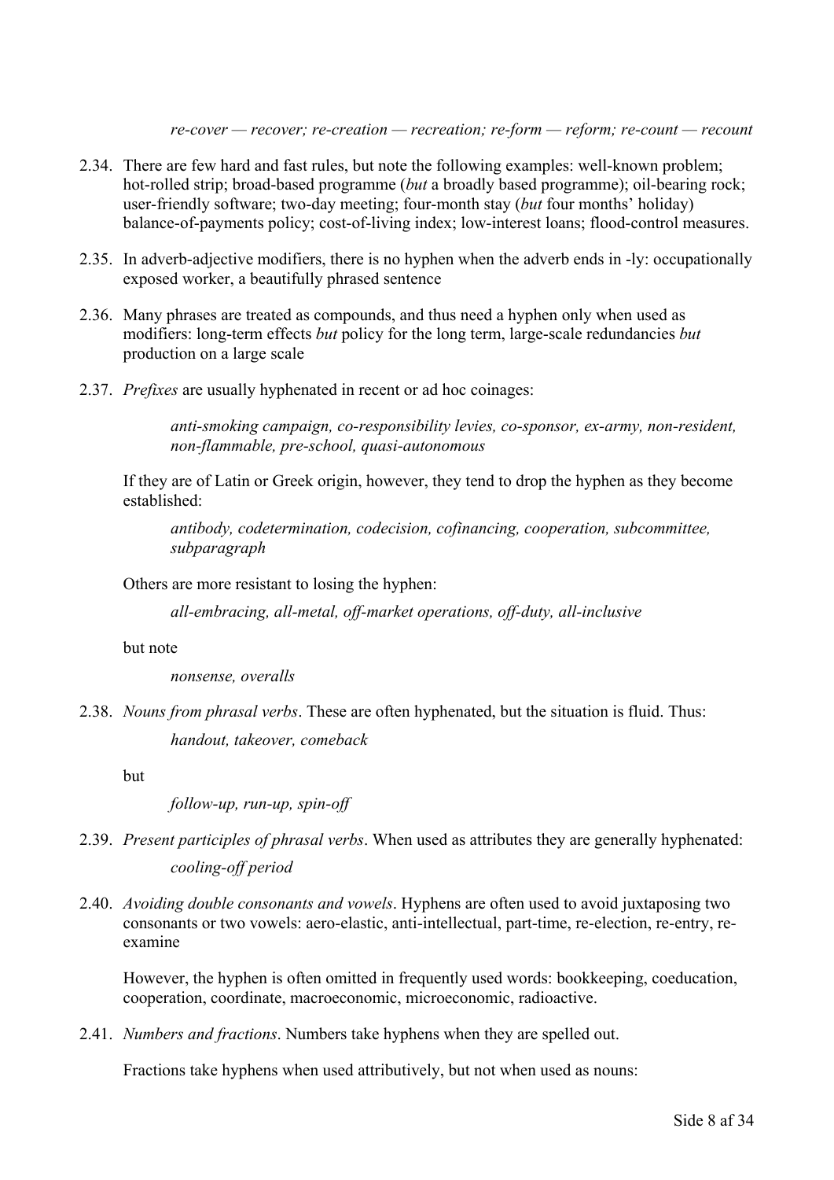*re-cover — recover; re-creation — recreation; re-form — reform; re-count — recount*

2.34. There are few hard and fast rules, but note the following examples: well-known problem; hot-rolled strip; broad-based programme (*but* a broadly based programme); oil-bearing rock; user-friendly software; two-day meeting; four-month stay (*but* four months' holiday) balance-of-payments policy; cost-of-living index; low-interest loans; flood-control measures.

2.35. In adverb-adjective modifiers, there is no hyphen when the adverb ends in -ly: occupationally exposed worker, a beautifully phrased sentence

2.36. Many phrases are treated as compounds, and thus need a hyphen only when used as modifiers: long-term effects *but* policy for the long term, large-scale redundancies *but* production on a large scale

2.37. *Prefixes* are usually hyphenated in recent or ad hoc coinages:

> *anti-smoking campaign, co-responsibility levies, co-sponsor, ex-army, non-resident, non-flammable, pre-school, quasi-autonomous*

If they are of Latin or Greek origin, however, they tend to drop the hyphen as they become established:

> *antibody, codetermination, codecision, cofinancing, cooperation, subcommittee, subparagraph*

Others are more resistant to losing the hyphen:

> *all-embracing, all-metal, off-market operations, off-duty, all-inclusive*

but note

> *nonsense, overalls*

2.38. *Nouns from phrasal verbs*. These are often hyphenated, but the situation is fluid. Thus:

> *handout, takeover, comeback*

but

> *follow-up, run-up, spin-off*

2.39. *Present participles of phrasal verbs*. When used as attributes they are generally hyphenated:

> *cooling-off period*

2.40. *Avoiding double consonants and vowels*. Hyphens are often used to avoid juxtaposing two consonants or two vowels: aero-elastic, anti-intellectual, part-time, re-election, re-entry, re-examine

However, the hyphen is often omitted in frequently used words: bookkeeping, coeducation, cooperation, coordinate, macroeconomic, microeconomic, radioactive.

2.41. *Numbers and fractions*. Numbers take hyphens when they are spelled out.

Fractions take hyphens when used attributively, but not when used as nouns: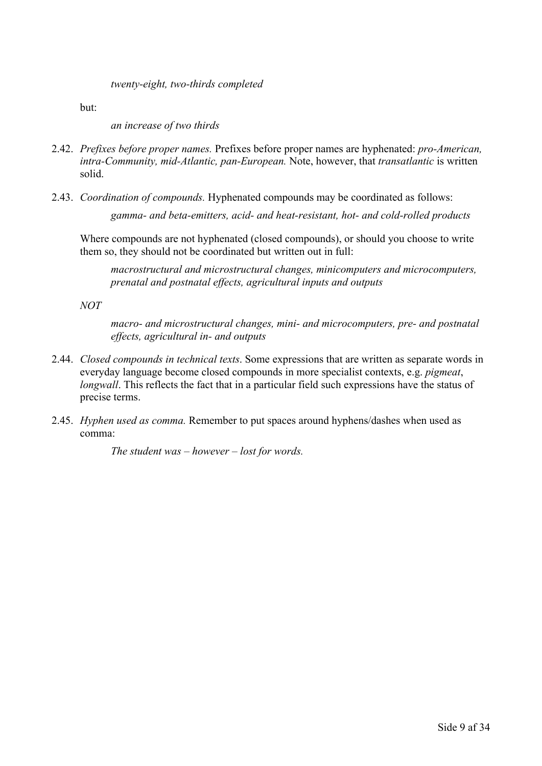*twenty-eight, two-thirds completed*

but:

*an increase of two thirds*

2.42. *Prefixes before proper names.* Prefixes before proper names are hyphenated: *pro-American, intra-Community, mid-Atlantic, pan-European.* Note, however, that *transatlantic* is written solid.

2.43. *Coordination of compounds.* Hyphenated compounds may be coordinated as follows:

*gamma- and beta-emitters, acid- and heat-resistant, hot- and cold-rolled products*

Where compounds are not hyphenated (closed compounds), or should you choose to write them so, they should not be coordinated but written out in full:

*macrostructural and microstructural changes, minicomputers and microcomputers, prenatal and postnatal effects, agricultural inputs and outputs*

*NOT*

*macro- and microstructural changes, mini- and microcomputers, pre- and postnatal effects, agricultural in- and outputs*

2.44. *Closed compounds in technical texts*. Some expressions that are written as separate words in everyday language become closed compounds in more specialist contexts, e.g. *pigmeat*, *longwall*. This reflects the fact that in a particular field such expressions have the status of precise terms.

2.45. *Hyphen used as comma.* Remember to put spaces around hyphens/dashes when used as comma:

*The student was – however – lost for words.*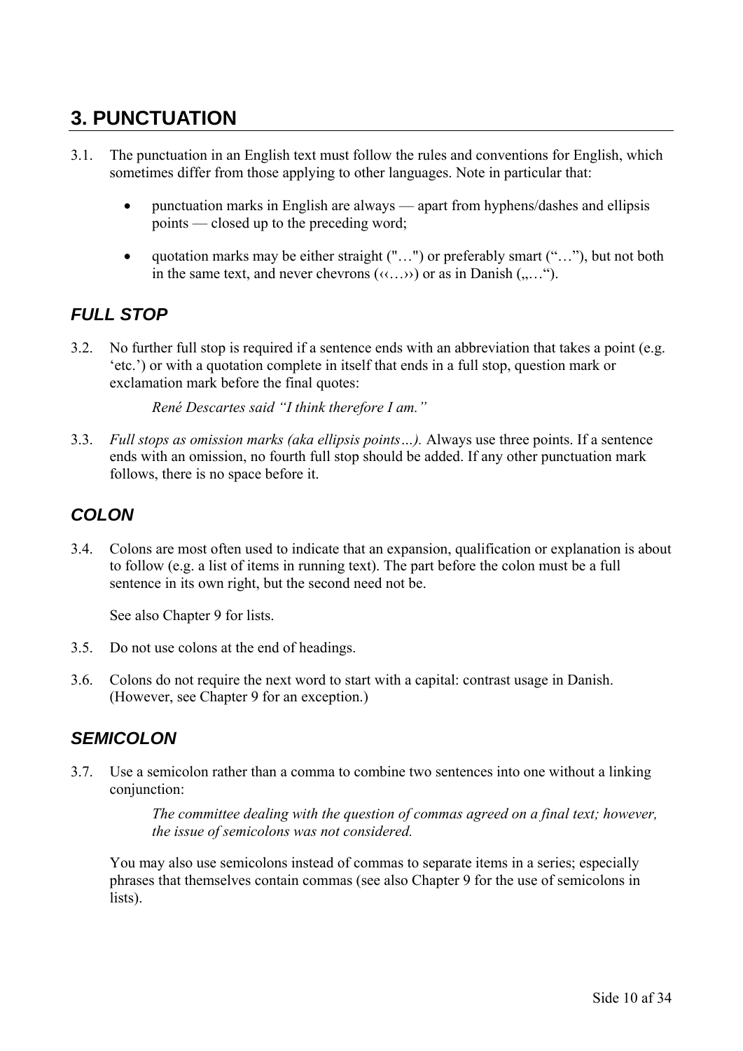## 3. PUNCTUATION

3.1. The punctuation in an English text must follow the rules and conventions for English, which sometimes differ from those applying to other languages. Note in particular that:

- punctuation marks in English are always — apart from hyphens/dashes and ellipsis points — closed up to the preceding word;
- quotation marks may be either straight ("…") or preferably smart (“…”), but not both in the same text, and never chevrons (‹‹…››) or as in Danish („…“).

### *FULL STOP*

3.2. No further full stop is required if a sentence ends with an abbreviation that takes a point (e.g. ‘etc.’) or with a quotation complete in itself that ends in a full stop, question mark or exclamation mark before the final quotes:

*René Descartes said “I think therefore I am.”*

3.3. *Full stops as omission marks (aka ellipsis points…).* Always use three points. If a sentence ends with an omission, no fourth full stop should be added. If any other punctuation mark follows, there is no space before it.

### *COLON*

3.4. Colons are most often used to indicate that an expansion, qualification or explanation is about to follow (e.g. a list of items in running text). The part before the colon must be a full sentence in its own right, but the second need not be.

See also Chapter 9 for lists.

3.5. Do not use colons at the end of headings.

3.6. Colons do not require the next word to start with a capital: contrast usage in Danish. (However, see Chapter 9 for an exception.)

### *SEMICOLON*

3.7. Use a semicolon rather than a comma to combine two sentences into one without a linking conjunction:

*The committee dealing with the question of commas agreed on a final text; however, the issue of semicolons was not considered.*

You may also use semicolons instead of commas to separate items in a series; especially phrases that themselves contain commas (see also Chapter 9 for the use of semicolons in lists).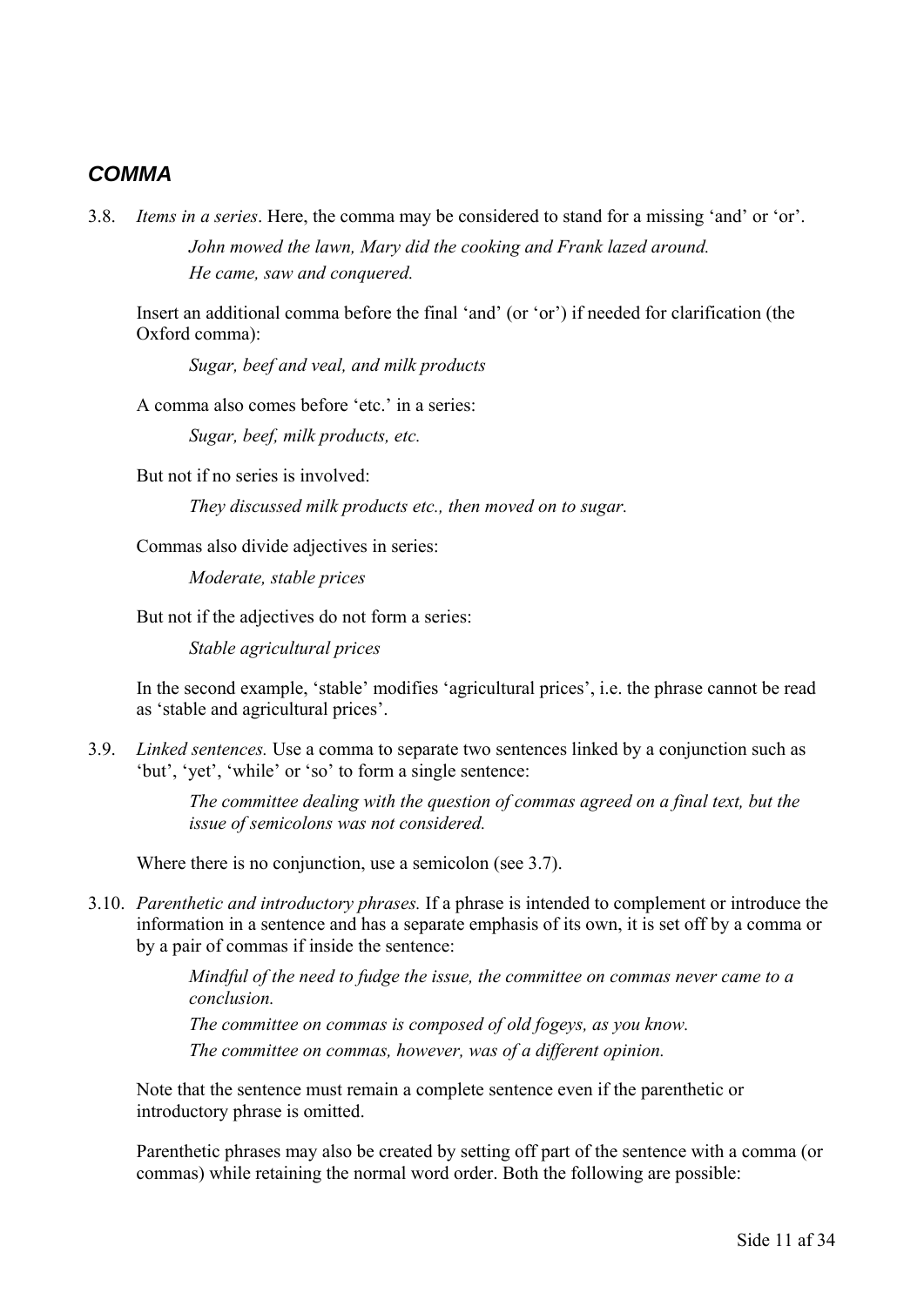## *COMMA*

3.8. *Items in a series*. Here, the comma may be considered to stand for a missing 'and' or 'or'.

> *John mowed the lawn, Mary did the cooking and Frank lazed around.*
> *He came, saw and conquered.*

Insert an additional comma before the final 'and' (or 'or') if needed for clarification (the Oxford comma):

> *Sugar, beef and veal, and milk products*

A comma also comes before 'etc.' in a series:

> *Sugar, beef, milk products, etc.*

But not if no series is involved:

> *They discussed milk products etc., then moved on to sugar.*

Commas also divide adjectives in series:

> *Moderate, stable prices*

But not if the adjectives do not form a series:

> *Stable agricultural prices*

In the second example, 'stable' modifies 'agricultural prices', i.e. the phrase cannot be read as 'stable and agricultural prices'.

3.9. *Linked sentences.* Use a comma to separate two sentences linked by a conjunction such as 'but', 'yet', 'while' or 'so' to form a single sentence:

> *The committee dealing with the question of commas agreed on a final text, but the issue of semicolons was not considered.*

Where there is no conjunction, use a semicolon (see 3.7).

3.10. *Parenthetic and introductory phrases.* If a phrase is intended to complement or introduce the information in a sentence and has a separate emphasis of its own, it is set off by a comma or by a pair of commas if inside the sentence:

> *Mindful of the need to fudge the issue, the committee on commas never came to a conclusion.*
> *The committee on commas is composed of old fogeys, as you know.*
> *The committee on commas, however, was of a different opinion.*

Note that the sentence must remain a complete sentence even if the parenthetic or introductory phrase is omitted.

Parenthetic phrases may also be created by setting off part of the sentence with a comma (or commas) while retaining the normal word order. Both the following are possible: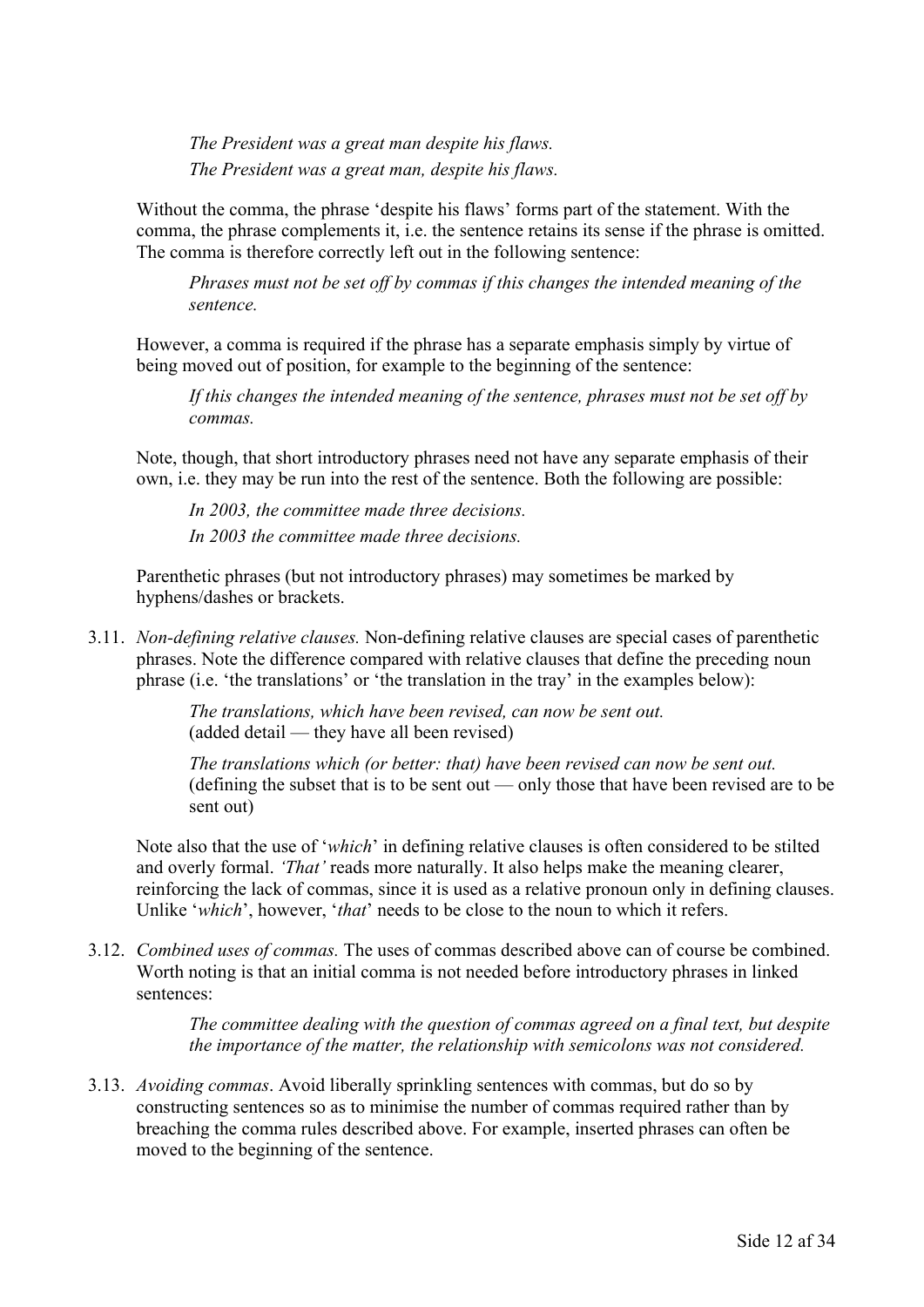*The President was a great man despite his flaws.*

*The President was a great man, despite his flaws.*

Without the comma, the phrase 'despite his flaws' forms part of the statement. With the comma, the phrase complements it, i.e. the sentence retains its sense if the phrase is omitted. The comma is therefore correctly left out in the following sentence:

*Phrases must not be set off by commas if this changes the intended meaning of the sentence.*

However, a comma is required if the phrase has a separate emphasis simply by virtue of being moved out of position, for example to the beginning of the sentence:

*If this changes the intended meaning of the sentence, phrases must not be set off by commas.*

Note, though, that short introductory phrases need not have any separate emphasis of their own, i.e. they may be run into the rest of the sentence. Both the following are possible:

*In 2003, the committee made three decisions.*

*In 2003 the committee made three decisions.*

Parenthetic phrases (but not introductory phrases) may sometimes be marked by hyphens/dashes or brackets.

3.11. *Non-defining relative clauses.* Non-defining relative clauses are special cases of parenthetic phrases. Note the difference compared with relative clauses that define the preceding noun phrase (i.e. 'the translations' or 'the translation in the tray' in the examples below):

*The translations, which have been revised, can now be sent out.*
(added detail — they have all been revised)

*The translations which (or better: that) have been revised can now be sent out.*
(defining the subset that is to be sent out — only those that have been revised are to be sent out)

Note also that the use of '*which*' in defining relative clauses is often considered to be stilted and overly formal. *'That'* reads more naturally. It also helps make the meaning clearer, reinforcing the lack of commas, since it is used as a relative pronoun only in defining clauses. Unlike '*which*', however, '*that*' needs to be close to the noun to which it refers.

3.12. *Combined uses of commas.* The uses of commas described above can of course be combined. Worth noting is that an initial comma is not needed before introductory phrases in linked sentences:

*The committee dealing with the question of commas agreed on a final text, but despite the importance of the matter, the relationship with semicolons was not considered.*

3.13. *Avoiding commas*. Avoid liberally sprinkling sentences with commas, but do so by constructing sentences so as to minimise the number of commas required rather than by breaching the comma rules described above. For example, inserted phrases can often be moved to the beginning of the sentence.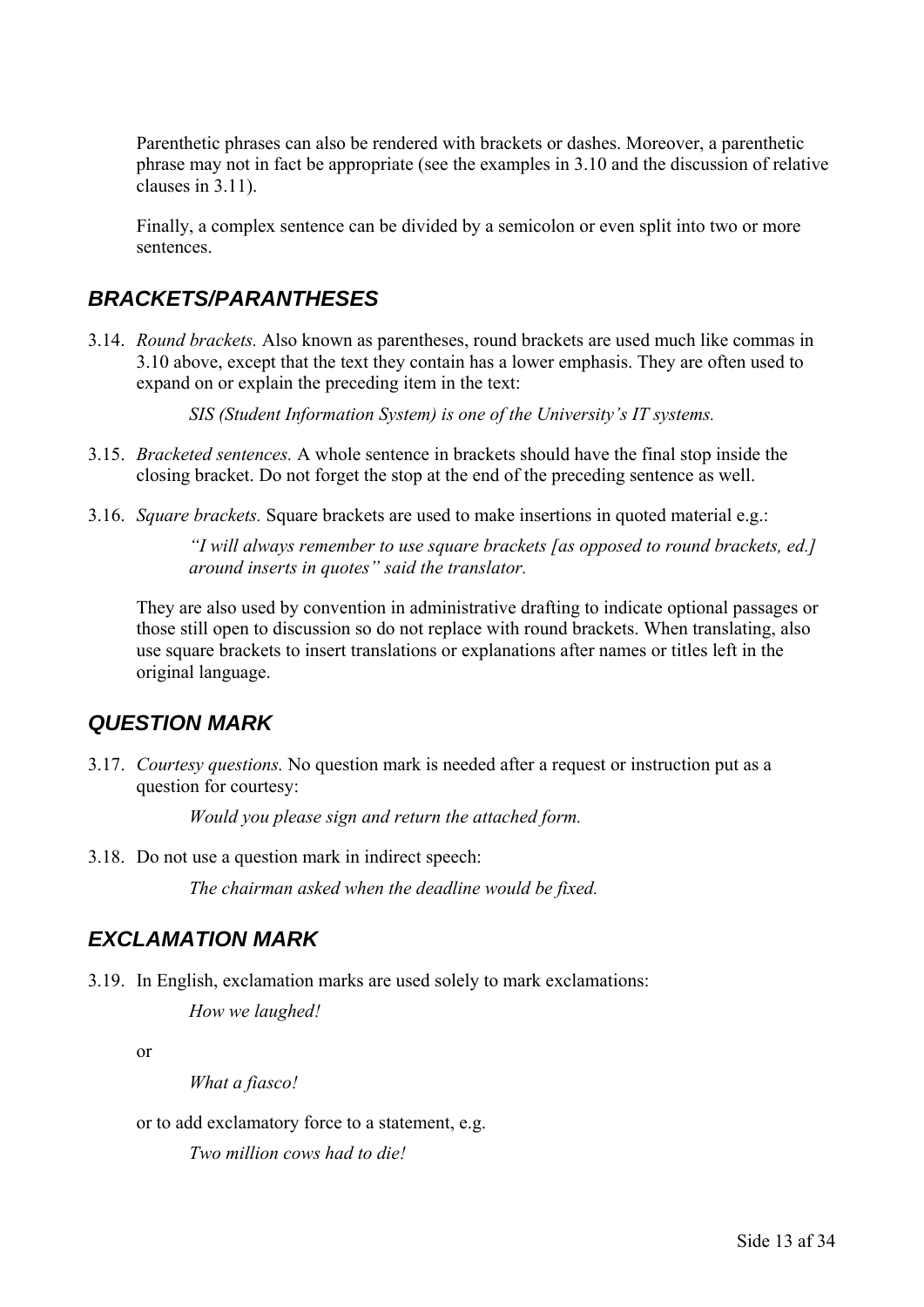Parenthetic phrases can also be rendered with brackets or dashes. Moreover, a parenthetic phrase may not in fact be appropriate (see the examples in 3.10 and the discussion of relative clauses in 3.11).

Finally, a complex sentence can be divided by a semicolon or even split into two or more sentences.

## BRACKETS/PARANTHESES

3.14. *Round brackets.* Also known as parentheses, round brackets are used much like commas in 3.10 above, except that the text they contain has a lower emphasis. They are often used to expand on or explain the preceding item in the text:

> *SIS (Student Information System) is one of the University's IT systems.*

3.15. *Bracketed sentences.* A whole sentence in brackets should have the final stop inside the closing bracket. Do not forget the stop at the end of the preceding sentence as well.

3.16. *Square brackets.* Square brackets are used to make insertions in quoted material e.g.:

> *"I will always remember to use square brackets [as opposed to round brackets, ed.] around inserts in quotes" said the translator.*

They are also used by convention in administrative drafting to indicate optional passages or those still open to discussion so do not replace with round brackets. When translating, also use square brackets to insert translations or explanations after names or titles left in the original language.

## QUESTION MARK

3.17. *Courtesy questions.* No question mark is needed after a request or instruction put as a question for courtesy:

> *Would you please sign and return the attached form.*

3.18. Do not use a question mark in indirect speech:

> *The chairman asked when the deadline would be fixed.*

## EXCLAMATION MARK

3.19. In English, exclamation marks are used solely to mark exclamations:

> *How we laughed!*

or

> *What a fiasco!*

or to add exclamatory force to a statement, e.g.

> *Two million cows had to die!*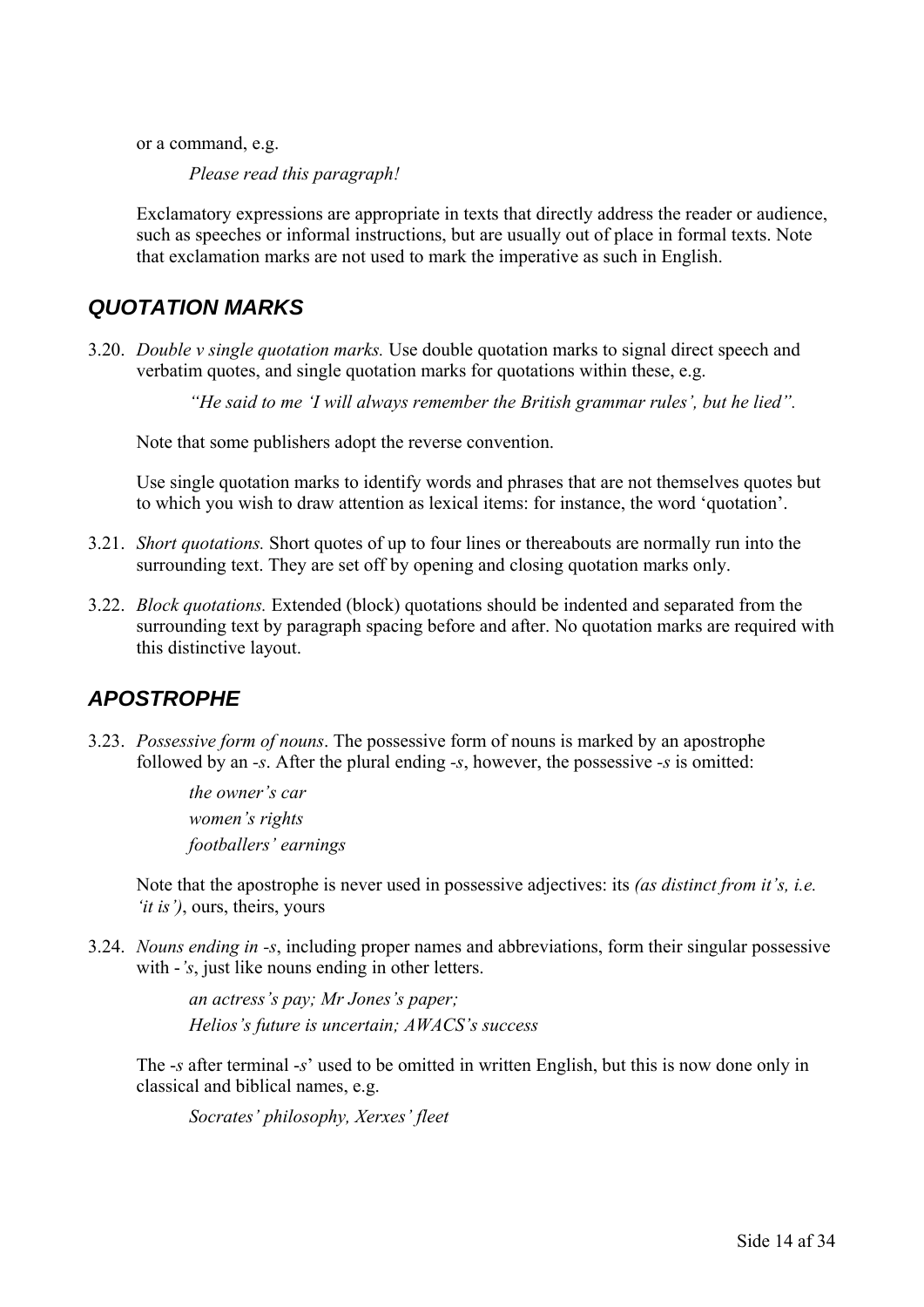or a command, e.g.

*Please read this paragraph!*

Exclamatory expressions are appropriate in texts that directly address the reader or audience, such as speeches or informal instructions, but are usually out of place in formal texts. Note that exclamation marks are not used to mark the imperative as such in English.

## QUOTATION MARKS

3.20. *Double v single quotation marks.* Use double quotation marks to signal direct speech and verbatim quotes, and single quotation marks for quotations within these, e.g.

*"He said to me 'I will always remember the British grammar rules', but he lied".*

Note that some publishers adopt the reverse convention.

Use single quotation marks to identify words and phrases that are not themselves quotes but to which you wish to draw attention as lexical items: for instance, the word 'quotation'.

3.21. *Short quotations.* Short quotes of up to four lines or thereabouts are normally run into the surrounding text. They are set off by opening and closing quotation marks only.

3.22. *Block quotations.* Extended (block) quotations should be indented and separated from the surrounding text by paragraph spacing before and after. No quotation marks are required with this distinctive layout.

## APOSTROPHE

3.23. *Possessive form of nouns*. The possessive form of nouns is marked by an apostrophe followed by an *-s*. After the plural ending *-s*, however, the possessive *-s* is omitted:

*the owner's car*
*women's rights*
*footballers' earnings*

Note that the apostrophe is never used in possessive adjectives: its *(as distinct from it's, i.e. 'it is')*, ours, theirs, yours

3.24. *Nouns ending in -s*, including proper names and abbreviations, form their singular possessive with *-'s*, just like nouns ending in other letters.

*an actress's pay; Mr Jones's paper;*
*Helios's future is uncertain; AWACS's success*

The *-s* after terminal *-s*' used to be omitted in written English, but this is now done only in classical and biblical names, e.g.

*Socrates' philosophy, Xerxes' fleet*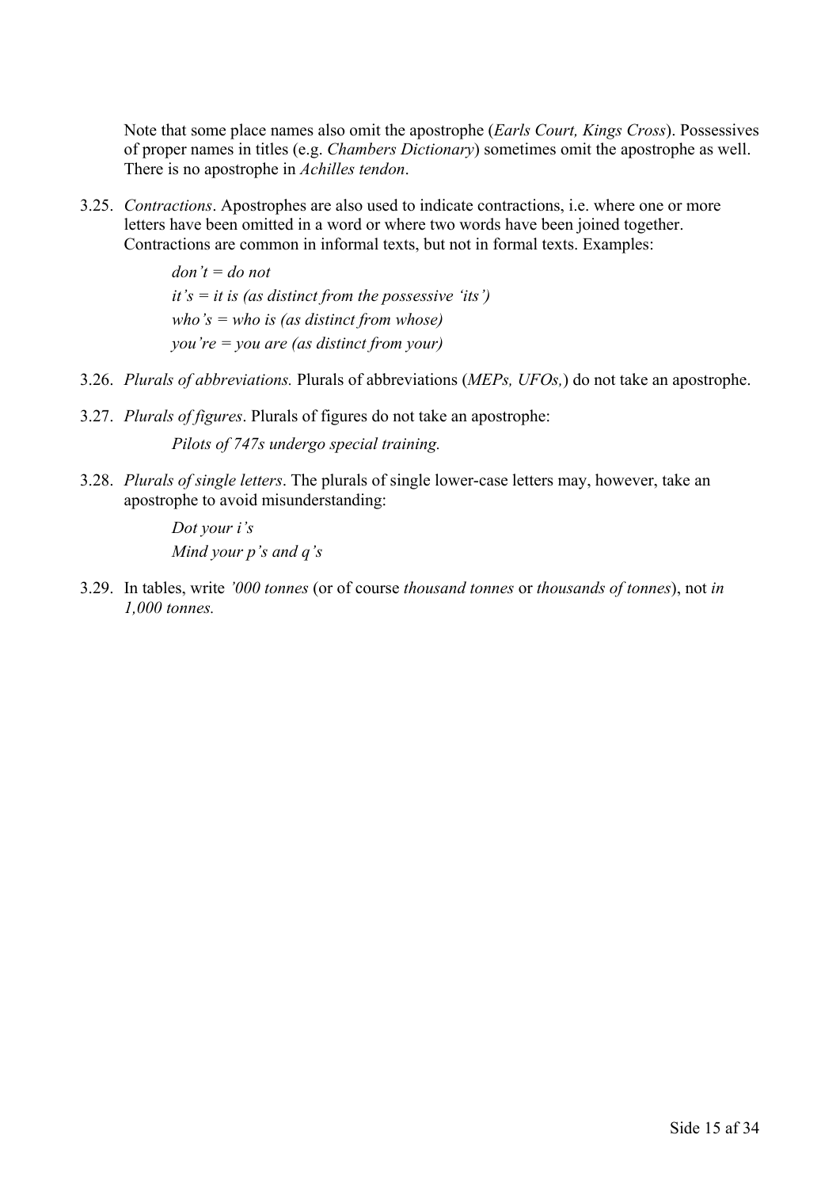Note that some place names also omit the apostrophe (*Earls Court, Kings Cross*). Possessives of proper names in titles (e.g. *Chambers Dictionary*) sometimes omit the apostrophe as well. There is no apostrophe in *Achilles tendon*.

3.25. *Contractions*. Apostrophes are also used to indicate contractions, i.e. where one or more letters have been omitted in a word or where two words have been joined together. Contractions are common in informal texts, but not in formal texts. Examples:

   *don't = do not*
   *it's = it is (as distinct from the possessive 'its')*
   *who's = who is (as distinct from whose)*
   *you're = you are (as distinct from your)*

3.26. *Plurals of abbreviations.* Plurals of abbreviations (*MEPs, UFOs,*) do not take an apostrophe.

3.27. *Plurals of figures*. Plurals of figures do not take an apostrophe:

   *Pilots of 747s undergo special training.*

3.28. *Plurals of single letters*. The plurals of single lower-case letters may, however, take an apostrophe to avoid misunderstanding:

   *Dot your i's*
   *Mind your p's and q's*

3.29. In tables, write *'000 tonnes* (or of course *thousand tonnes* or *thousands of tonnes*), not *in 1,000 tonnes.*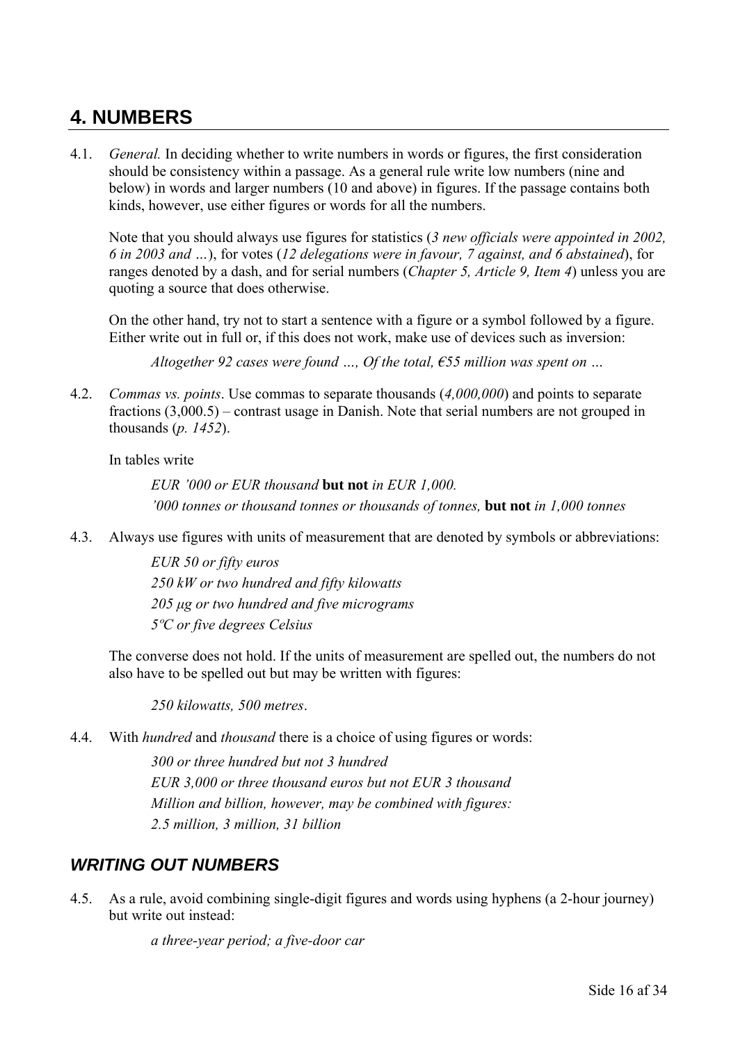# 4. NUMBERS

4.1. *General.* In deciding whether to write numbers in words or figures, the first consideration should be consistency within a passage. As a general rule write low numbers (nine and below) in words and larger numbers (10 and above) in figures. If the passage contains both kinds, however, use either figures or words for all the numbers.

Note that you should always use figures for statistics (*3 new officials were appointed in 2002, 6 in 2003 and …*), for votes (*12 delegations were in favour, 7 against, and 6 abstained*), for ranges denoted by a dash, and for serial numbers (*Chapter 5, Article 9, Item 4*) unless you are quoting a source that does otherwise.

On the other hand, try not to start a sentence with a figure or a symbol followed by a figure. Either write out in full or, if this does not work, make use of devices such as inversion:

> *Altogether 92 cases were found …, Of the total, €55 million was spent on …*

4.2. *Commas vs. points*. Use commas to separate thousands (*4,000,000*) and points to separate fractions (3,000.5) – contrast usage in Danish. Note that serial numbers are not grouped in thousands (*p. 1452*).

In tables write

> *EUR '000 or EUR thousand* **but not** *in EUR 1,000.*
> *'000 tonnes or thousand tonnes or thousands of tonnes,* **but not** *in 1,000 tonnes*

4.3. Always use figures with units of measurement that are denoted by symbols or abbreviations:

> *EUR 50 or fifty euros*
> *250 kW or two hundred and fifty kilowatts*
> *205 µg or two hundred and five micrograms*
> *5ºC or five degrees Celsius*

The converse does not hold. If the units of measurement are spelled out, the numbers do not also have to be spelled out but may be written with figures:

> *250 kilowatts, 500 metres*.

4.4. With *hundred* and *thousand* there is a choice of using figures or words:

> *300 or three hundred but not 3 hundred*
> *EUR 3,000 or three thousand euros but not EUR 3 thousand*
> *Million and billion, however, may be combined with figures:*
> *2.5 million, 3 million, 31 billion*

## *WRITING OUT NUMBERS*

4.5. As a rule, avoid combining single-digit figures and words using hyphens (a 2-hour journey) but write out instead:

> *a three-year period; a five-door car*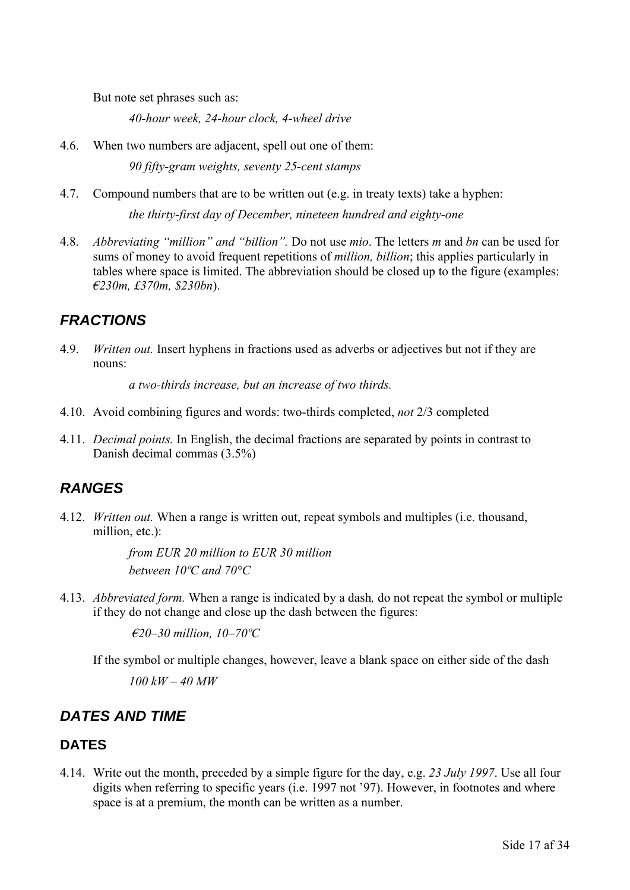But note set phrases such as:

*40-hour week, 24-hour clock, 4-wheel drive*

4.6. When two numbers are adjacent, spell out one of them:

*90 fifty-gram weights, seventy 25-cent stamps*

4.7. Compound numbers that are to be written out (e.g. in treaty texts) take a hyphen:

*the thirty-first day of December, nineteen hundred and eighty-one*

4.8. *Abbreviating "million" and "billion".* Do not use *mio*. The letters *m* and *bn* can be used for sums of money to avoid frequent repetitions of *million, billion*; this applies particularly in tables where space is limited. The abbreviation should be closed up to the figure (examples: *€230m, £370m, $230bn*).

## FRACTIONS

4.9. *Written out.* Insert hyphens in fractions used as adverbs or adjectives but not if they are nouns:

*a two-thirds increase, but an increase of two thirds.*

4.10. Avoid combining figures and words: two-thirds completed, *not* 2/3 completed

4.11. *Decimal points.* In English, the decimal fractions are separated by points in contrast to Danish decimal commas (3.5%)

## RANGES

4.12. *Written out.* When a range is written out, repeat symbols and multiples (i.e. thousand, million, etc.):

*from EUR 20 million to EUR 30 million*
*between 10ºC and 70°C*

4.13. *Abbreviated form.* When a range is indicated by a dash, do not repeat the symbol or multiple if they do not change and close up the dash between the figures:

*€20–30 million, 10–70ºC*

If the symbol or multiple changes, however, leave a blank space on either side of the dash

*100 kW – 40 MW*

## DATES AND TIME

### DATES

4.14. Write out the month, preceded by a simple figure for the day, e.g. *23 July 1997*. Use all four digits when referring to specific years (i.e. 1997 not '97). However, in footnotes and where space is at a premium, the month can be written as a number.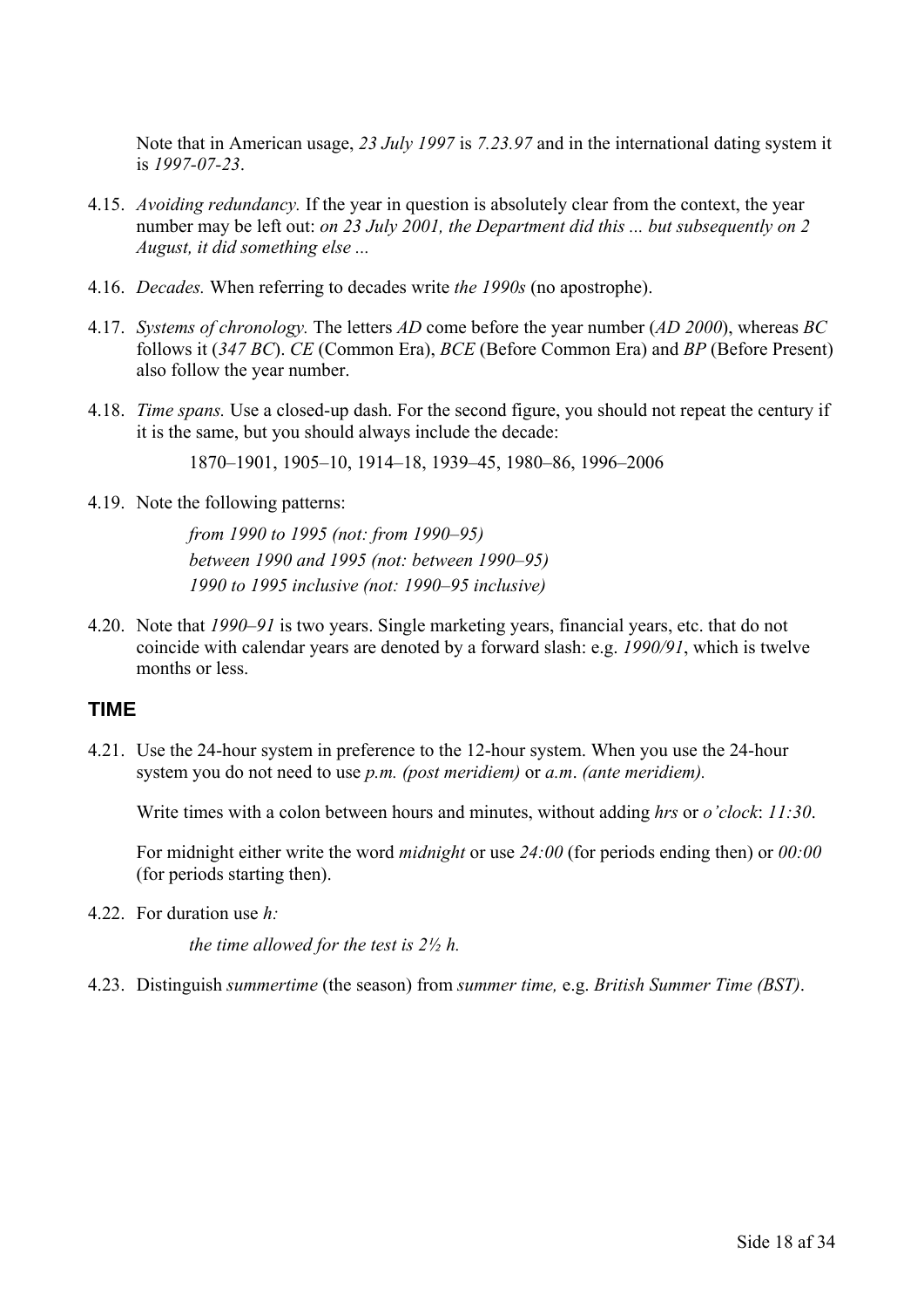Note that in American usage, *23 July 1997* is *7.23.97* and in the international dating system it is *1997-07-23*.

4.15. *Avoiding redundancy.* If the year in question is absolutely clear from the context, the year number may be left out: *on 23 July 2001, the Department did this ... but subsequently on 2 August, it did something else ...*

4.16. *Decades.* When referring to decades write *the 1990s* (no apostrophe).

4.17. *Systems of chronology.* The letters *AD* come before the year number (*AD 2000*), whereas *BC* follows it (*347 BC*). *CE* (Common Era), *BCE* (Before Common Era) and *BP* (Before Present) also follow the year number.

4.18. *Time spans.* Use a closed-up dash. For the second figure, you should not repeat the century if it is the same, but you should always include the decade:

1870–1901, 1905–10, 1914–18, 1939–45, 1980–86, 1996–2006

4.19. Note the following patterns:

*from 1990 to 1995 (not: from 1990–95)*
*between 1990 and 1995 (not: between 1990–95)*
*1990 to 1995 inclusive (not: 1990–95 inclusive)*

4.20. Note that *1990–91* is two years. Single marketing years, financial years, etc. that do not coincide with calendar years are denoted by a forward slash: e.g. *1990/91*, which is twelve months or less.

## TIME

4.21. Use the 24-hour system in preference to the 12-hour system. When you use the 24-hour system you do not need to use *p.m. (post meridiem)* or *a.m. (ante meridiem).*

Write times with a colon between hours and minutes, without adding *hrs* or *o'clock*: *11:30*.

For midnight either write the word *midnight* or use *24:00* (for periods ending then) or *00:00* (for periods starting then).

4.22. For duration use *h:*

*the time allowed for the test is 2½ h.*

4.23. Distinguish *summertime* (the season) from *summer time,* e.g. *British Summer Time (BST)*.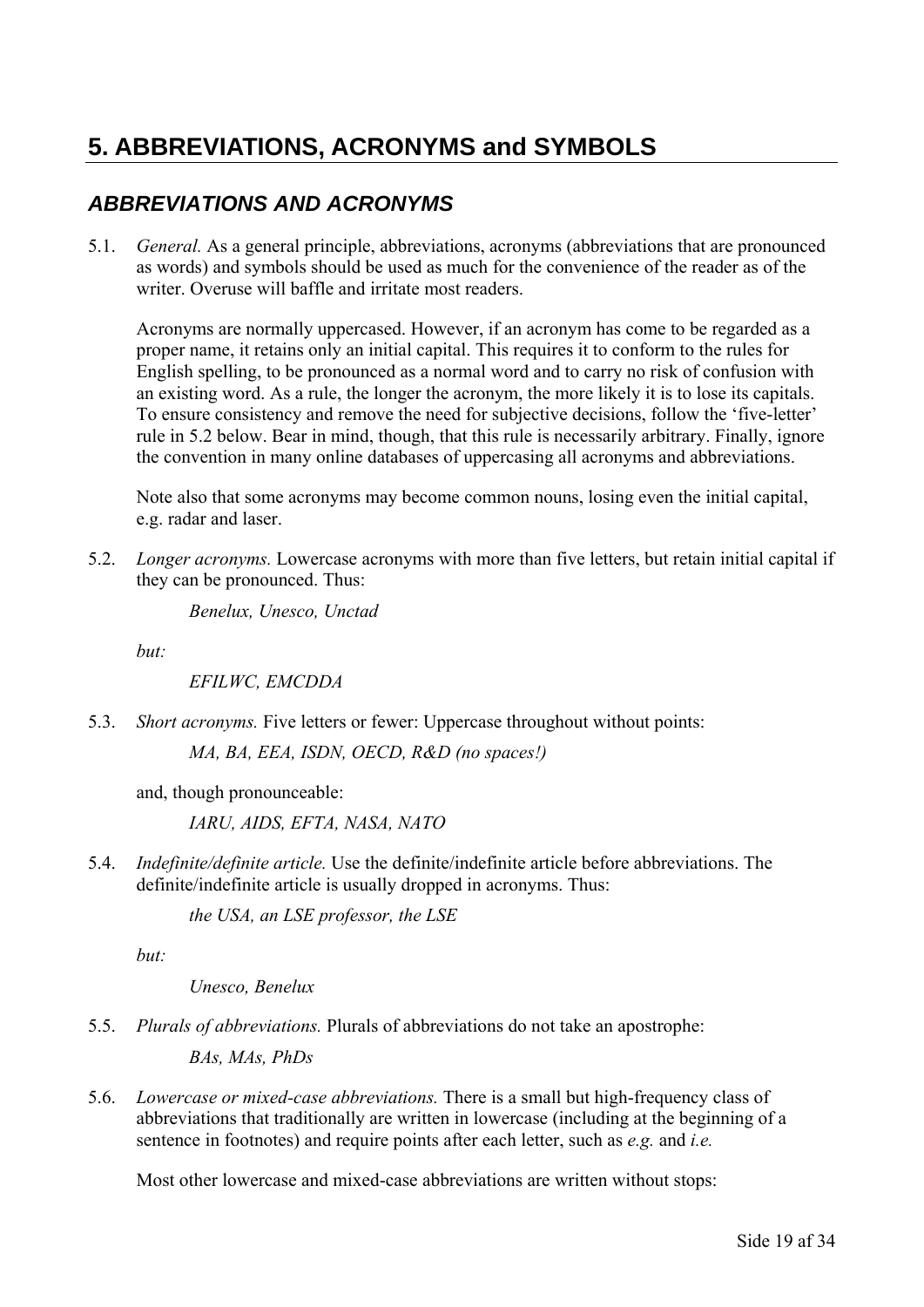# 5. ABBREVIATIONS, ACRONYMS and SYMBOLS

## *ABBREVIATIONS AND ACRONYMS*

5.1. *General.* As a general principle, abbreviations, acronyms (abbreviations that are pronounced as words) and symbols should be used as much for the convenience of the reader as of the writer. Overuse will baffle and irritate most readers.

Acronyms are normally uppercased. However, if an acronym has come to be regarded as a proper name, it retains only an initial capital. This requires it to conform to the rules for English spelling, to be pronounced as a normal word and to carry no risk of confusion with an existing word. As a rule, the longer the acronym, the more likely it is to lose its capitals. To ensure consistency and remove the need for subjective decisions, follow the 'five-letter' rule in 5.2 below. Bear in mind, though, that this rule is necessarily arbitrary. Finally, ignore the convention in many online databases of uppercasing all acronyms and abbreviations.

Note also that some acronyms may become common nouns, losing even the initial capital, e.g. radar and laser.

5.2. *Longer acronyms.* Lowercase acronyms with more than five letters, but retain initial capital if they can be pronounced. Thus:

> *Benelux, Unesco, Unctad*

*but:*

> *EFILWC, EMCDDA*

5.3. *Short acronyms.* Five letters or fewer: Uppercase throughout without points:

> *MA, BA, EEA, ISDN, OECD, R&D (no spaces!)*

and, though pronounceable:

> *IARU, AIDS, EFTA, NASA, NATO*

5.4. *Indefinite/definite article.* Use the definite/indefinite article before abbreviations. The definite/indefinite article is usually dropped in acronyms. Thus:

> *the USA, an LSE professor, the LSE*

*but:*

> *Unesco, Benelux*

5.5. *Plurals of abbreviations.* Plurals of abbreviations do not take an apostrophe:

> *BAs, MAs, PhDs*

5.6. *Lowercase or mixed-case abbreviations.* There is a small but high-frequency class of abbreviations that traditionally are written in lowercase (including at the beginning of a sentence in footnotes) and require points after each letter, such as *e.g.* and *i.e.*

Most other lowercase and mixed-case abbreviations are written without stops: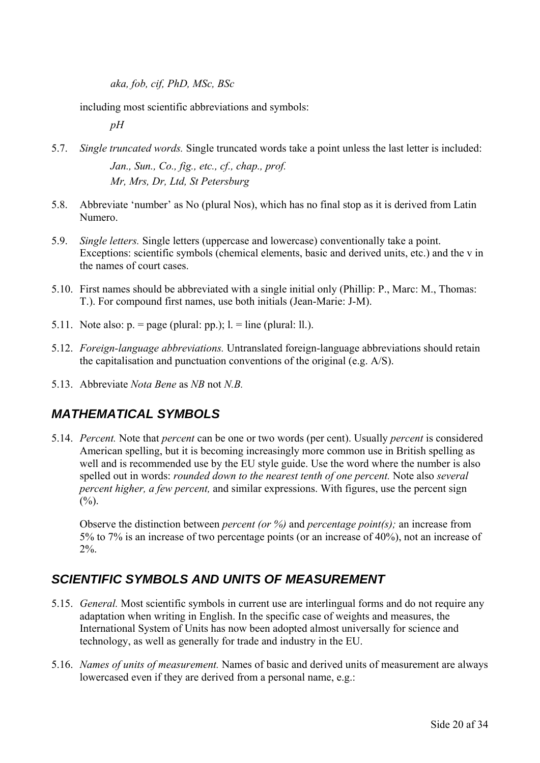*aka, fob, cif, PhD, MSc, BSc*

including most scientific abbreviations and symbols:

*pH*

5.7. *Single truncated words.* Single truncated words take a point unless the last letter is included:

*Jan., Sun., Co., fig., etc., cf., chap., prof.*
*Mr, Mrs, Dr, Ltd, St Petersburg*

5.8. Abbreviate 'number' as No (plural Nos), which has no final stop as it is derived from Latin Numero.

5.9. *Single letters.* Single letters (uppercase and lowercase) conventionally take a point. Exceptions: scientific symbols (chemical elements, basic and derived units, etc.) and the v in the names of court cases.

5.10. First names should be abbreviated with a single initial only (Phillip: P., Marc: M., Thomas: T.). For compound first names, use both initials (Jean-Marie: J-M).

5.11. Note also: p. = page (plural: pp.); l. = line (plural: ll.).

5.12. *Foreign-language abbreviations.* Untranslated foreign-language abbreviations should retain the capitalisation and punctuation conventions of the original (e.g. A/S).

5.13. Abbreviate *Nota Bene* as *NB* not *N.B.*

## MATHEMATICAL SYMBOLS

5.14. *Percent.* Note that *percent* can be one or two words (per cent). Usually *percent* is considered American spelling, but it is becoming increasingly more common use in British spelling as well and is recommended use by the EU style guide. Use the word where the number is also spelled out in words: *rounded down to the nearest tenth of one percent.* Note also *several percent higher, a few percent,* and similar expressions. With figures, use the percent sign (%).

Observe the distinction between *percent (or %)* and *percentage point(s);* an increase from 5% to 7% is an increase of two percentage points (or an increase of 40%), not an increase of 2%.

## SCIENTIFIC SYMBOLS AND UNITS OF MEASUREMENT

5.15. *General.* Most scientific symbols in current use are interlingual forms and do not require any adaptation when writing in English. In the specific case of weights and measures, the International System of Units has now been adopted almost universally for science and technology, as well as generally for trade and industry in the EU.

5.16. *Names of units of measurement.* Names of basic and derived units of measurement are always lowercased even if they are derived from a personal name, e.g.: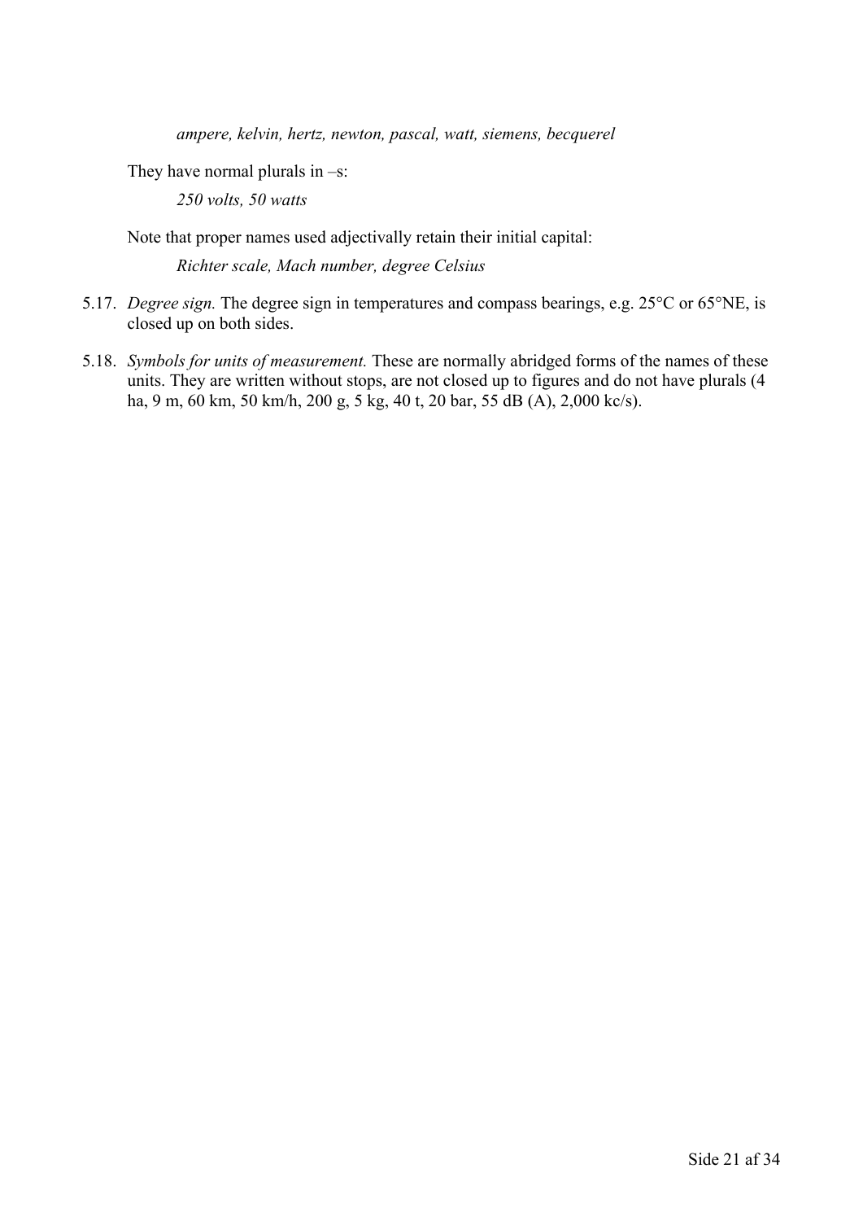*ampere, kelvin, hertz, newton, pascal, watt, siemens, becquerel*

They have normal plurals in –s:

*250 volts, 50 watts*

Note that proper names used adjectivally retain their initial capital:

*Richter scale, Mach number, degree Celsius*

5.17. *Degree sign.* The degree sign in temperatures and compass bearings, e.g. 25°C or 65°NE, is closed up on both sides.

5.18. *Symbols for units of measurement.* These are normally abridged forms of the names of these units. They are written without stops, are not closed up to figures and do not have plurals (4 ha, 9 m, 60 km, 50 km/h, 200 g, 5 kg, 40 t, 20 bar, 55 dB (A), 2,000 kc/s).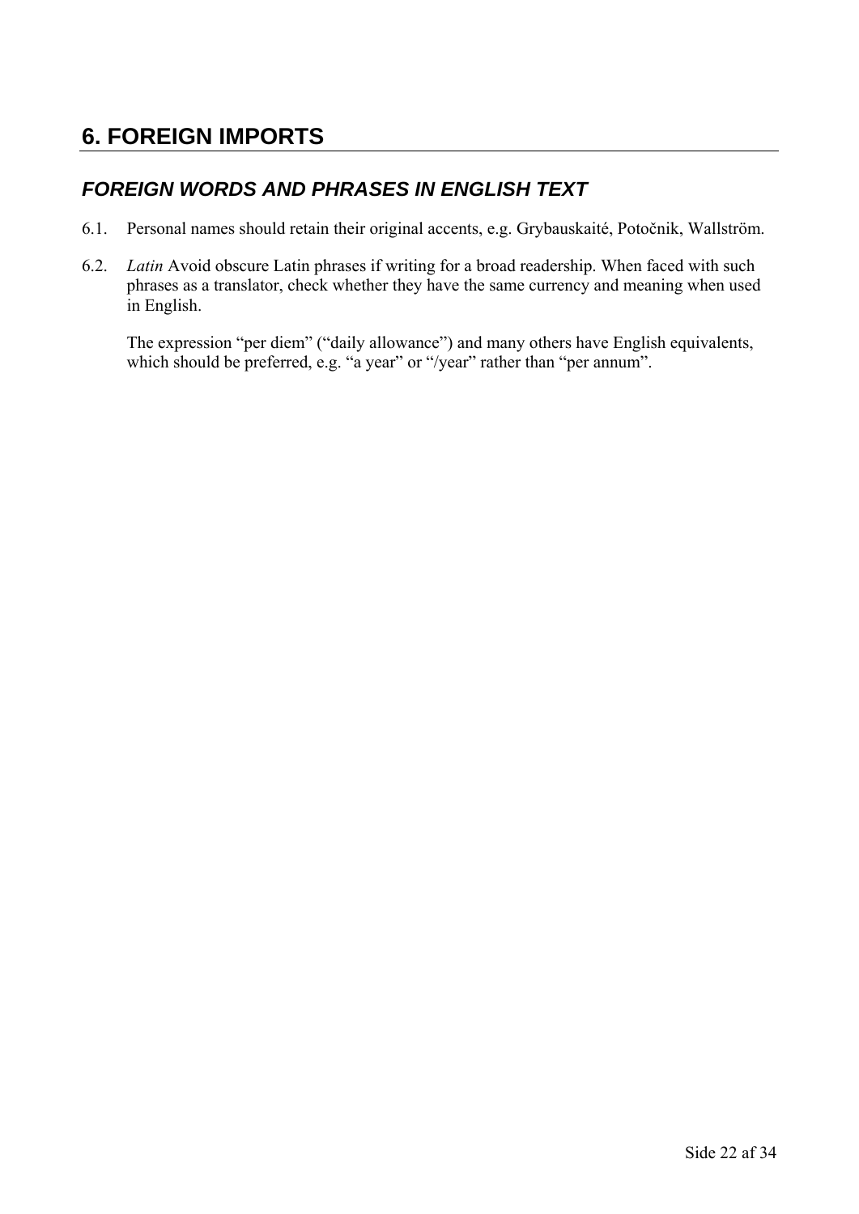# 6. FOREIGN IMPORTS

## *FOREIGN WORDS AND PHRASES IN ENGLISH TEXT*

6.1. Personal names should retain their original accents, e.g. Grybauskaité, Potočnik, Wallström.

6.2. *Latin* Avoid obscure Latin phrases if writing for a broad readership. When faced with such phrases as a translator, check whether they have the same currency and meaning when used in English.

The expression “per diem” (“daily allowance”) and many others have English equivalents, which should be preferred, e.g. “a year” or “/year” rather than “per annum”.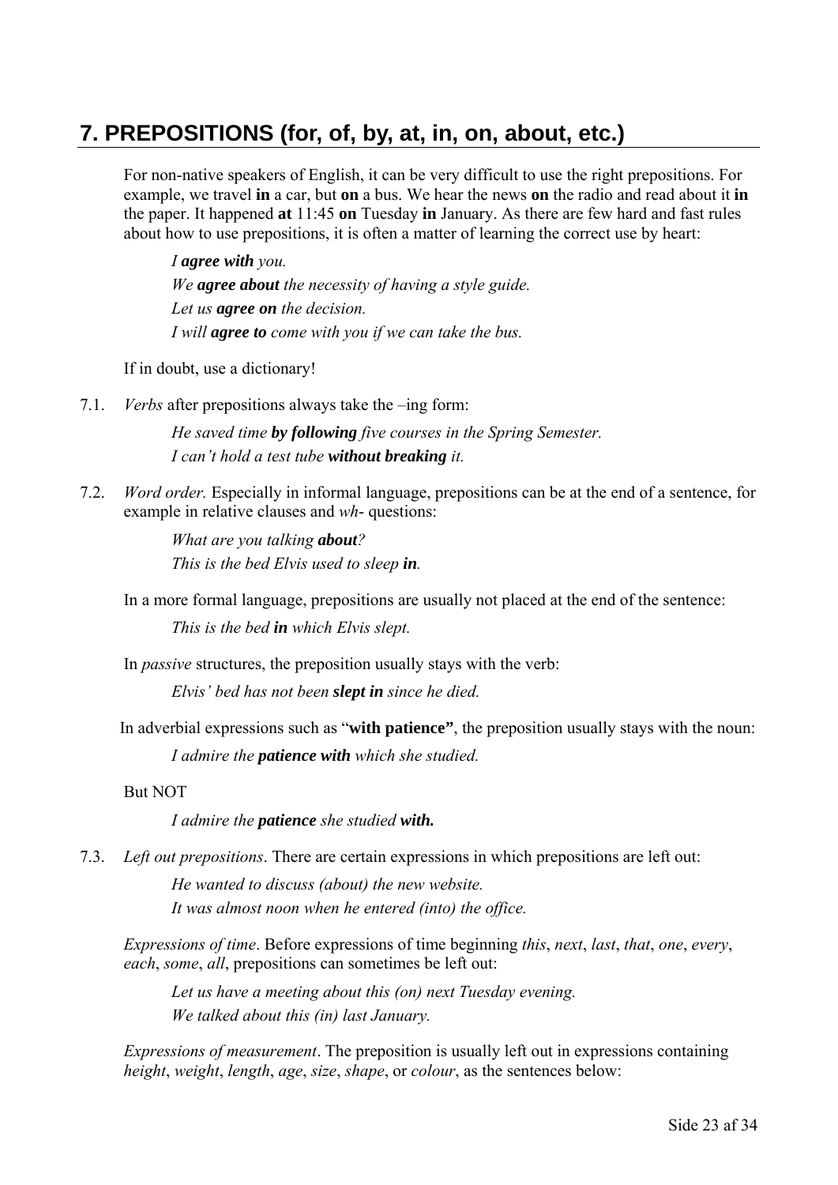## 7. PREPOSITIONS (for, of, by, at, in, on, about, etc.)

For non-native speakers of English, it can be very difficult to use the right prepositions. For example, we travel **in** a car, but **on** a bus. We hear the news **on** the radio and read about it **in** the paper. It happened **at** 11:45 **on** Tuesday **in** January. As there are few hard and fast rules about how to use prepositions, it is often a matter of learning the correct use by heart:

> *I **agree with** you.*
> *We **agree about** the necessity of having a style guide.*
> *Let us **agree on** the decision.*
> *I will **agree to** come with you if we can take the bus.*

If in doubt, use a dictionary!

7.1. *Verbs* after prepositions always take the –ing form:

> *He saved time **by following** five courses in the Spring Semester.*
> *I can't hold a test tube **without breaking** it.*

7.2. *Word order.* Especially in informal language, prepositions can be at the end of a sentence, for example in relative clauses and *wh*- questions:

> *What are you talking **about**?*
> *This is the bed Elvis used to sleep **in**.*

In a more formal language, prepositions are usually not placed at the end of the sentence:

> *This is the bed **in** which Elvis slept.*

In *passive* structures, the preposition usually stays with the verb:

> *Elvis' bed has not been **slept in** since he died.*

In adverbial expressions such as "**with patience"**, the preposition usually stays with the noun:

> *I admire the **patience with** which she studied.*

But NOT

> *I admire the **patience** she studied **with.***

7.3. *Left out prepositions*. There are certain expressions in which prepositions are left out:

> *He wanted to discuss (about) the new website.*
> *It was almost noon when he entered (into) the office.*

*Expressions of time*. Before expressions of time beginning *this*, *next*, *last*, *that*, *one*, *every*, *each*, *some*, *all*, prepositions can sometimes be left out:

> *Let us have a meeting about this (on) next Tuesday evening.*
> *We talked about this (in) last January.*

*Expressions of measurement*. The preposition is usually left out in expressions containing *height*, *weight*, *length*, *age*, *size*, *shape*, or *colour*, as the sentences below: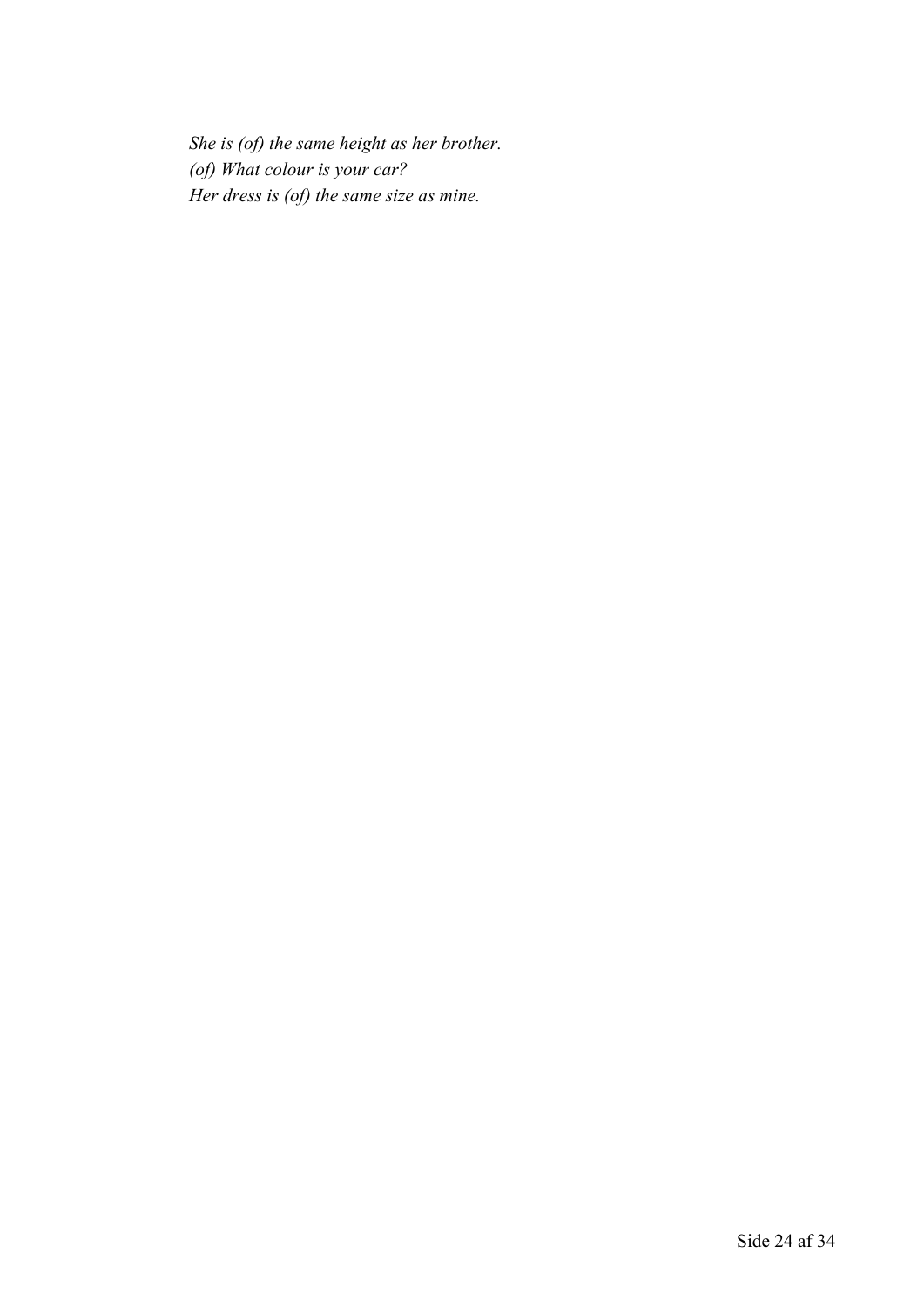*She is (of) the same height as her brother.*
*(of) What colour is your car?*
*Her dress is (of) the same size as mine.*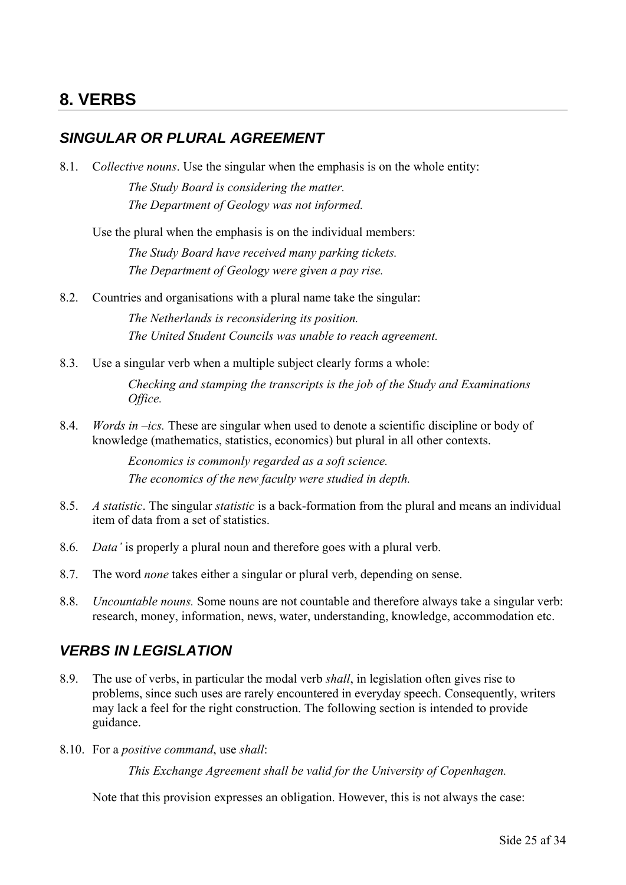# 8. VERBS

## SINGULAR OR PLURAL AGREEMENT

8.1. C*ollective nouns*. Use the singular when the emphasis is on the whole entity:

> *The Study Board is considering the matter.*
> *The Department of Geology was not informed.*

Use the plural when the emphasis is on the individual members:

> *The Study Board have received many parking tickets.*
> *The Department of Geology were given a pay rise.*

8.2. Countries and organisations with a plural name take the singular:

> *The Netherlands is reconsidering its position.*
> *The United Student Councils was unable to reach agreement.*

8.3. Use a singular verb when a multiple subject clearly forms a whole:

> *Checking and stamping the transcripts is the job of the Study and Examinations Office.*

8.4. *Words in –ics.* These are singular when used to denote a scientific discipline or body of knowledge (mathematics, statistics, economics) but plural in all other contexts.

> *Economics is commonly regarded as a soft science.*
> *The economics of the new faculty were studied in depth.*

8.5. *A statistic*. The singular *statistic* is a back-formation from the plural and means an individual item of data from a set of statistics.

8.6. *Data'* is properly a plural noun and therefore goes with a plural verb.

8.7. The word *none* takes either a singular or plural verb, depending on sense.

8.8. *Uncountable nouns.* Some nouns are not countable and therefore always take a singular verb: research, money, information, news, water, understanding, knowledge, accommodation etc.

## VERBS IN LEGISLATION

8.9. The use of verbs, in particular the modal verb *shall*, in legislation often gives rise to problems, since such uses are rarely encountered in everyday speech. Consequently, writers may lack a feel for the right construction. The following section is intended to provide guidance.

8.10. For a *positive command*, use *shall*:

> *This Exchange Agreement shall be valid for the University of Copenhagen.*

Note that this provision expresses an obligation. However, this is not always the case: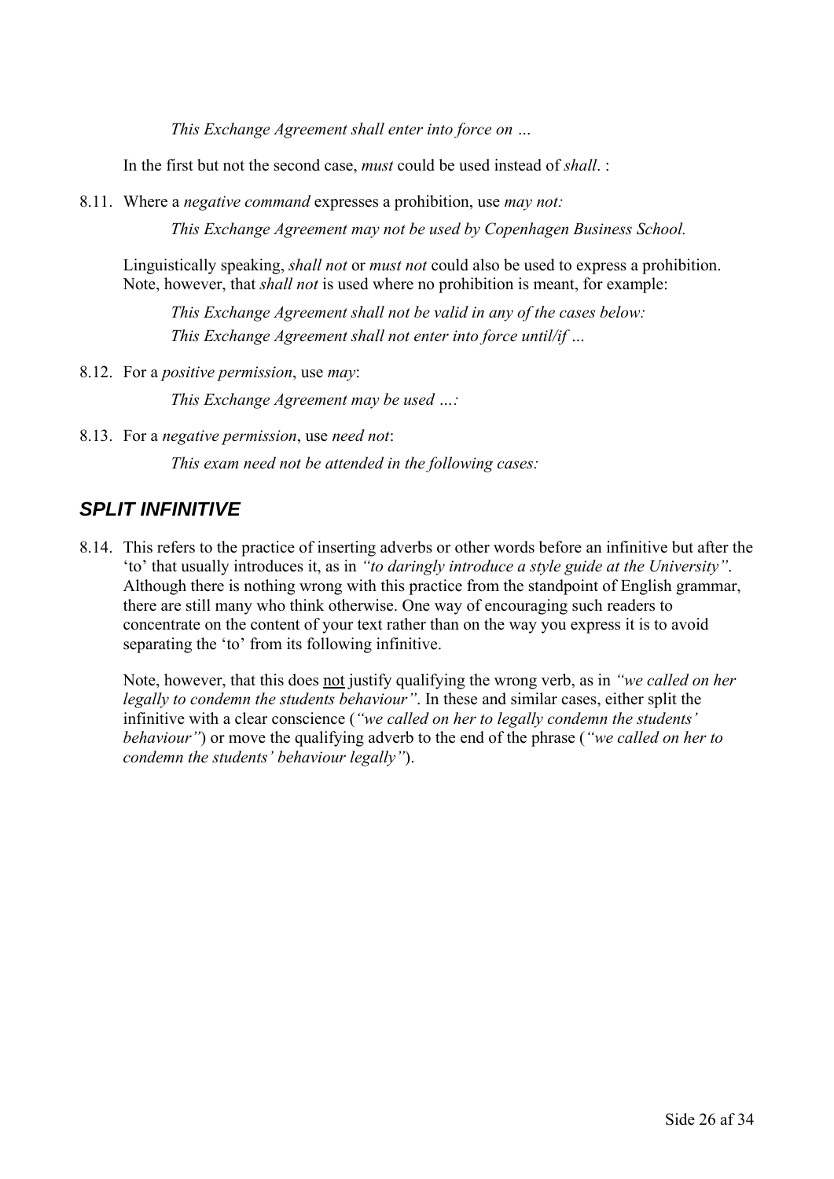*This Exchange Agreement shall enter into force on …*

In the first but not the second case, *must* could be used instead of *shall*. :

8.11. Where a *negative command* expresses a prohibition, use *may not:*

*This Exchange Agreement may not be used by Copenhagen Business School.*

Linguistically speaking, *shall not* or *must not* could also be used to express a prohibition. Note, however, that *shall not* is used where no prohibition is meant, for example:

*This Exchange Agreement shall not be valid in any of the cases below:*
*This Exchange Agreement shall not enter into force until/if …*

8.12. For a *positive permission*, use *may*:

*This Exchange Agreement may be used …:*

8.13. For a *negative permission*, use *need not*:

*This exam need not be attended in the following cases:*

## SPLIT INFINITIVE

8.14. This refers to the practice of inserting adverbs or other words before an infinitive but after the 'to' that usually introduces it, as in *"to daringly introduce a style guide at the University"*. Although there is nothing wrong with this practice from the standpoint of English grammar, there are still many who think otherwise. One way of encouraging such readers to concentrate on the content of your text rather than on the way you express it is to avoid separating the 'to' from its following infinitive.

Note, however, that this does <u>not</u> justify qualifying the wrong verb, as in *"we called on her legally to condemn the students behaviour"*. In these and similar cases, either split the infinitive with a clear conscience (*"we called on her to legally condemn the students' behaviour"*) or move the qualifying adverb to the end of the phrase (*"we called on her to condemn the students' behaviour legally"*).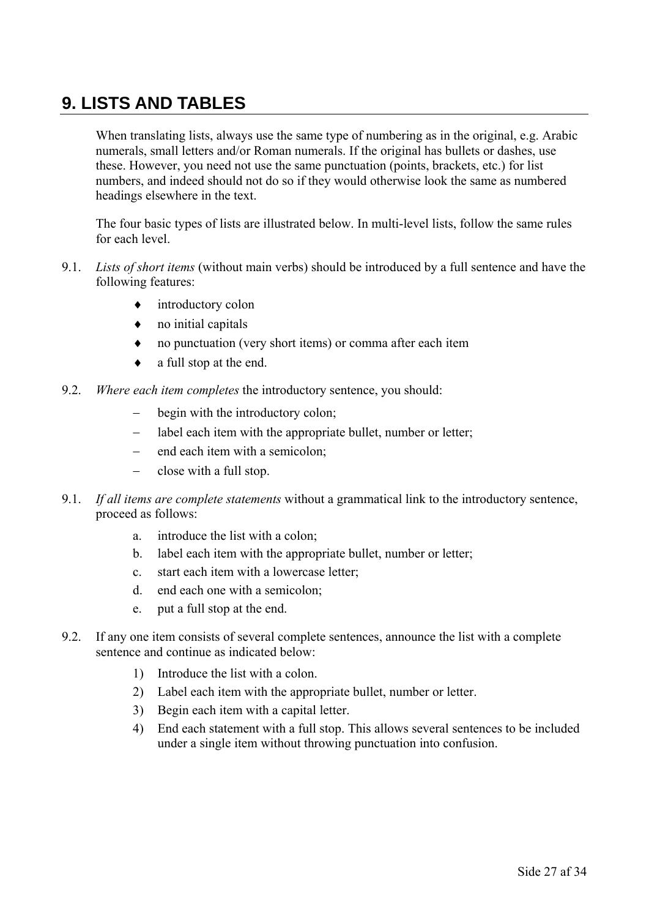# 9. LISTS AND TABLES

When translating lists, always use the same type of numbering as in the original, e.g. Arabic numerals, small letters and/or Roman numerals. If the original has bullets or dashes, use these. However, you need not use the same punctuation (points, brackets, etc.) for list numbers, and indeed should not do so if they would otherwise look the same as numbered headings elsewhere in the text.

The four basic types of lists are illustrated below. In multi-level lists, follow the same rules for each level.

9.1. *Lists of short items* (without main verbs) should be introduced by a full sentence and have the following features:

- ♦ introductory colon
- ♦ no initial capitals
- ♦ no punctuation (very short items) or comma after each item
- ♦ a full stop at the end.

9.2. *Where each item completes* the introductory sentence, you should:

- – begin with the introductory colon;
- – label each item with the appropriate bullet, number or letter;
- – end each item with a semicolon;
- – close with a full stop.

9.1. *If all items are complete statements* without a grammatical link to the introductory sentence, proceed as follows:

a. introduce the list with a colon;
b. label each item with the appropriate bullet, number or letter;
c. start each item with a lowercase letter;
d. end each one with a semicolon;
e. put a full stop at the end.

9.2. If any one item consists of several complete sentences, announce the list with a complete sentence and continue as indicated below:

1) Introduce the list with a colon.
2) Label each item with the appropriate bullet, number or letter.
3) Begin each item with a capital letter.
4) End each statement with a full stop. This allows several sentences to be included under a single item without throwing punctuation into confusion.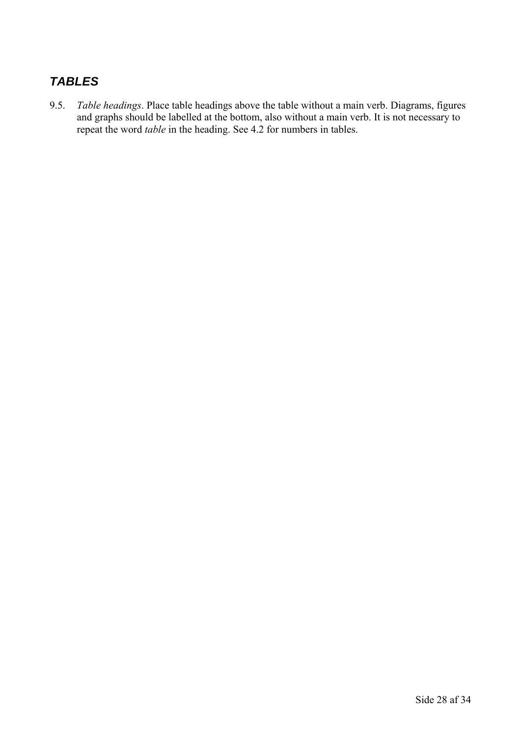## *TABLES*

9.5. *Table headings*. Place table headings above the table without a main verb. Diagrams, figures and graphs should be labelled at the bottom, also without a main verb. It is not necessary to repeat the word *table* in the heading. See 4.2 for numbers in tables.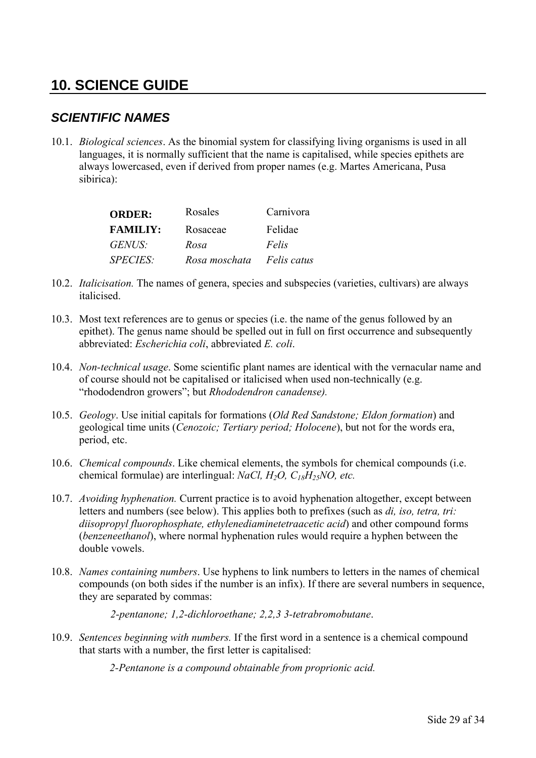# 10. SCIENCE GUIDE

## *SCIENTIFIC NAMES*

10.1. *Biological sciences*. As the binomial system for classifying living organisms is used in all languages, it is normally sufficient that the name is capitalised, while species epithets are always lowercased, even if derived from proper names (e.g. Martes Americana, Pusa sibirica):

| | | |
|---|---|---|
| **ORDER:** | Rosales | Carnivora |
| **FAMILIY:** | Rosaceae | Felidae |
| *GENUS:* | *Rosa* | *Felis* |
| *SPECIES:* | *Rosa moschata* | *Felis catus* |

10.2. *Italicisation.* The names of genera, species and subspecies (varieties, cultivars) are always italicised.

10.3. Most text references are to genus or species (i.e. the name of the genus followed by an epithet). The genus name should be spelled out in full on first occurrence and subsequently abbreviated: *Escherichia coli*, abbreviated *E. coli*.

10.4. *Non-technical usage*. Some scientific plant names are identical with the vernacular name and of course should not be capitalised or italicised when used non-technically (e.g. "rhododendron growers"; but *Rhododendron canadense).*

10.5. *Geology*. Use initial capitals for formations (*Old Red Sandstone; Eldon formation*) and geological time units (*Cenozoic; Tertiary period; Holocene*), but not for the words era, period, etc.

10.6. *Chemical compounds*. Like chemical elements, the symbols for chemical compounds (i.e. chemical formulae) are interlingual: $NaCl$, $H_2O$, $C_{18}H_{25}NO$, *etc.*

10.7. *Avoiding hyphenation.* Current practice is to avoid hyphenation altogether, except between letters and numbers (see below). This applies both to prefixes (such as *di, iso, tetra, tri: diisopropyl fluorophosphate, ethylenediaminetetraacetic acid*) and other compound forms (*benzeneethanol*), where normal hyphenation rules would require a hyphen between the double vowels.

10.8. *Names containing numbers*. Use hyphens to link numbers to letters in the names of chemical compounds (on both sides if the number is an infix). If there are several numbers in sequence, they are separated by commas:

*2-pentanone; 1,2-dichloroethane; 2,2,3 3-tetrabromobutane*.

10.9. *Sentences beginning with numbers.* If the first word in a sentence is a chemical compound that starts with a number, the first letter is capitalised:

*2-Pentanone is a compound obtainable from proprionic acid.*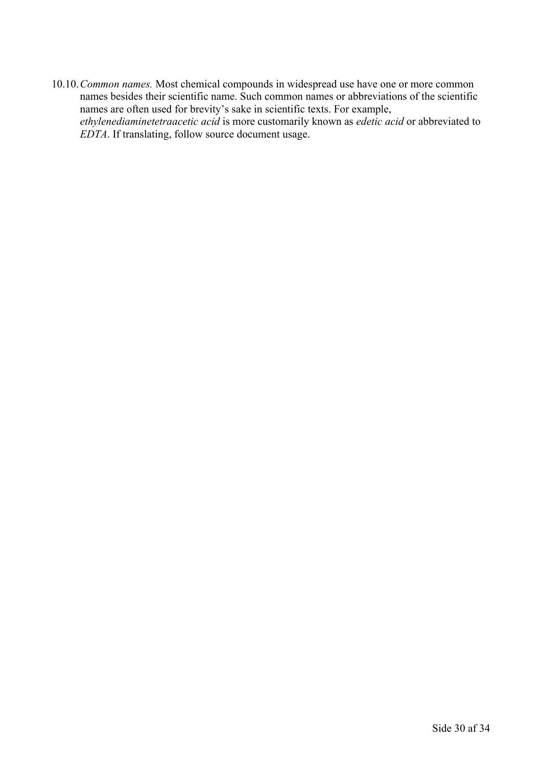10.10. *Common names.* Most chemical compounds in widespread use have one or more common names besides their scientific name. Such common names or abbreviations of the scientific names are often used for brevity's sake in scientific texts. For example, *ethylenediaminetetraacetic acid* is more customarily known as *edetic acid* or abbreviated to *EDTA*. If translating, follow source document usage.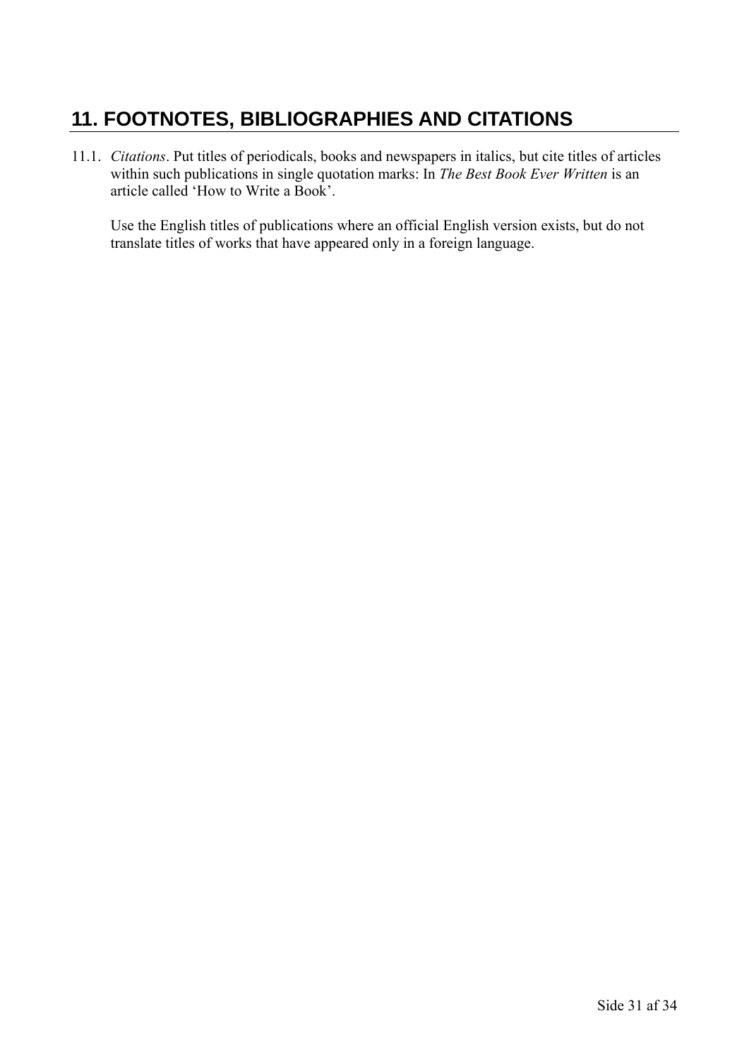## 11. FOOTNOTES, BIBLIOGRAPHIES AND CITATIONS

11.1. *Citations*. Put titles of periodicals, books and newspapers in italics, but cite titles of articles within such publications in single quotation marks: In *The Best Book Ever Written* is an article called 'How to Write a Book'.

Use the English titles of publications where an official English version exists, but do not translate titles of works that have appeared only in a foreign language.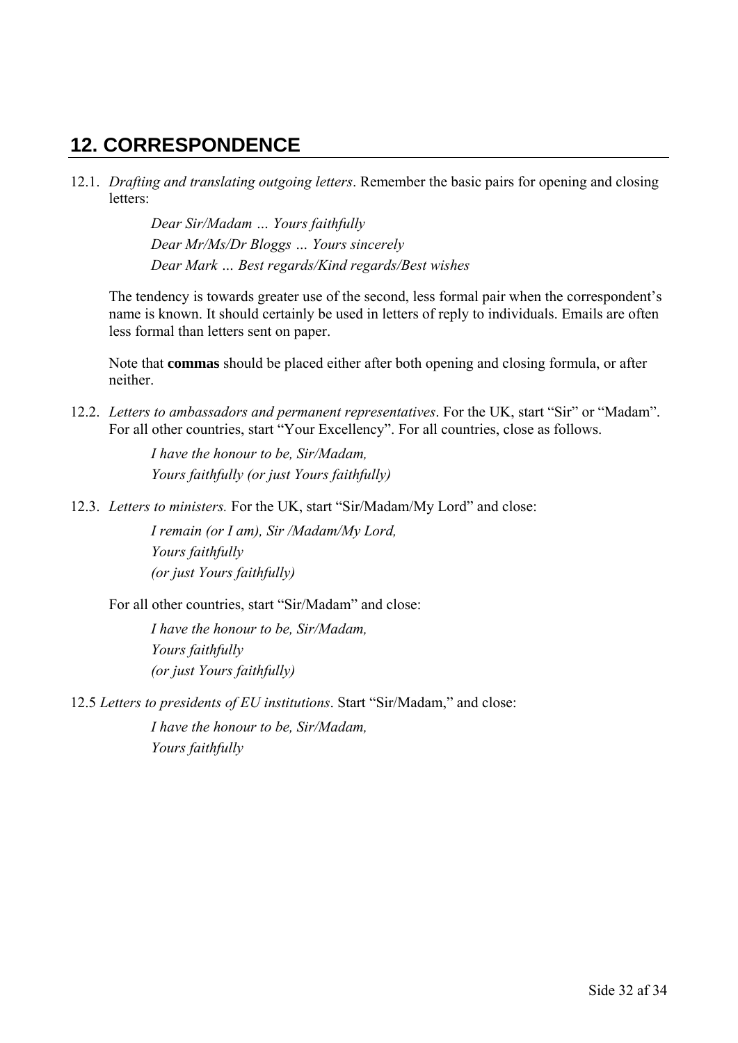## 12. CORRESPONDENCE

12.1. *Drafting and translating outgoing letters*. Remember the basic pairs for opening and closing letters:

> *Dear Sir/Madam … Yours faithfully*
> *Dear Mr/Ms/Dr Bloggs … Yours sincerely*
> *Dear Mark … Best regards/Kind regards/Best wishes*

The tendency is towards greater use of the second, less formal pair when the correspondent's name is known. It should certainly be used in letters of reply to individuals. Emails are often less formal than letters sent on paper.

Note that **commas** should be placed either after both opening and closing formula, or after neither.

12.2. *Letters to ambassadors and permanent representatives*. For the UK, start "Sir" or "Madam". For all other countries, start "Your Excellency". For all countries, close as follows.

> *I have the honour to be, Sir/Madam,*
> *Yours faithfully (or just Yours faithfully)*

12.3. *Letters to ministers.* For the UK, start "Sir/Madam/My Lord" and close:

> *I remain (or I am), Sir /Madam/My Lord,*
> *Yours faithfully*
> *(or just Yours faithfully)*

For all other countries, start "Sir/Madam" and close:

> *I have the honour to be, Sir/Madam,*
> *Yours faithfully*
> *(or just Yours faithfully)*

12.5 *Letters to presidents of EU institutions*. Start "Sir/Madam," and close:

> *I have the honour to be, Sir/Madam,*
> *Yours faithfully*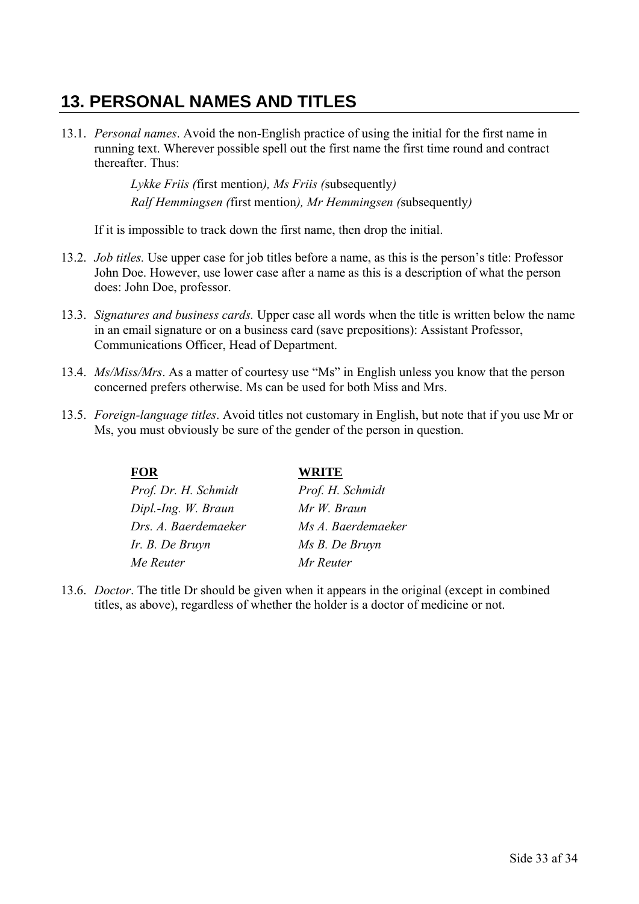# 13. PERSONAL NAMES AND TITLES

13.1. *Personal names*. Avoid the non-English practice of using the initial for the first name in running text. Wherever possible spell out the first name the first time round and contract thereafter. Thus:

> *Lykke Friis (*first mention*), Ms Friis (*subsequently*)*
> *Ralf Hemmingsen (*first mention*), Mr Hemmingsen (*subsequently*)*

If it is impossible to track down the first name, then drop the initial.

13.2. *Job titles.* Use upper case for job titles before a name, as this is the person's title: Professor John Doe. However, use lower case after a name as this is a description of what the person does: John Doe, professor.

13.3. *Signatures and business cards.* Upper case all words when the title is written below the name in an email signature or on a business card (save prepositions): Assistant Professor, Communications Officer, Head of Department.

13.4. *Ms/Miss/Mrs*. As a matter of courtesy use "Ms" in English unless you know that the person concerned prefers otherwise. Ms can be used for both Miss and Mrs.

13.5. *Foreign-language titles*. Avoid titles not customary in English, but note that if you use Mr or Ms, you must obviously be sure of the gender of the person in question.

| **FOR** | **WRITE** |
|---|---|
| *Prof. Dr. H. Schmidt* | *Prof. H. Schmidt* |
| *Dipl.-Ing. W. Braun* | *Mr W. Braun* |
| *Drs. A. Baerdemaeker* | *Ms A. Baerdemaeker* |
| *Ir. B. De Bruyn* | *Ms B. De Bruyn* |
| *Me Reuter* | *Mr Reuter* |

13.6. *Doctor*. The title Dr should be given when it appears in the original (except in combined titles, as above), regardless of whether the holder is a doctor of medicine or not.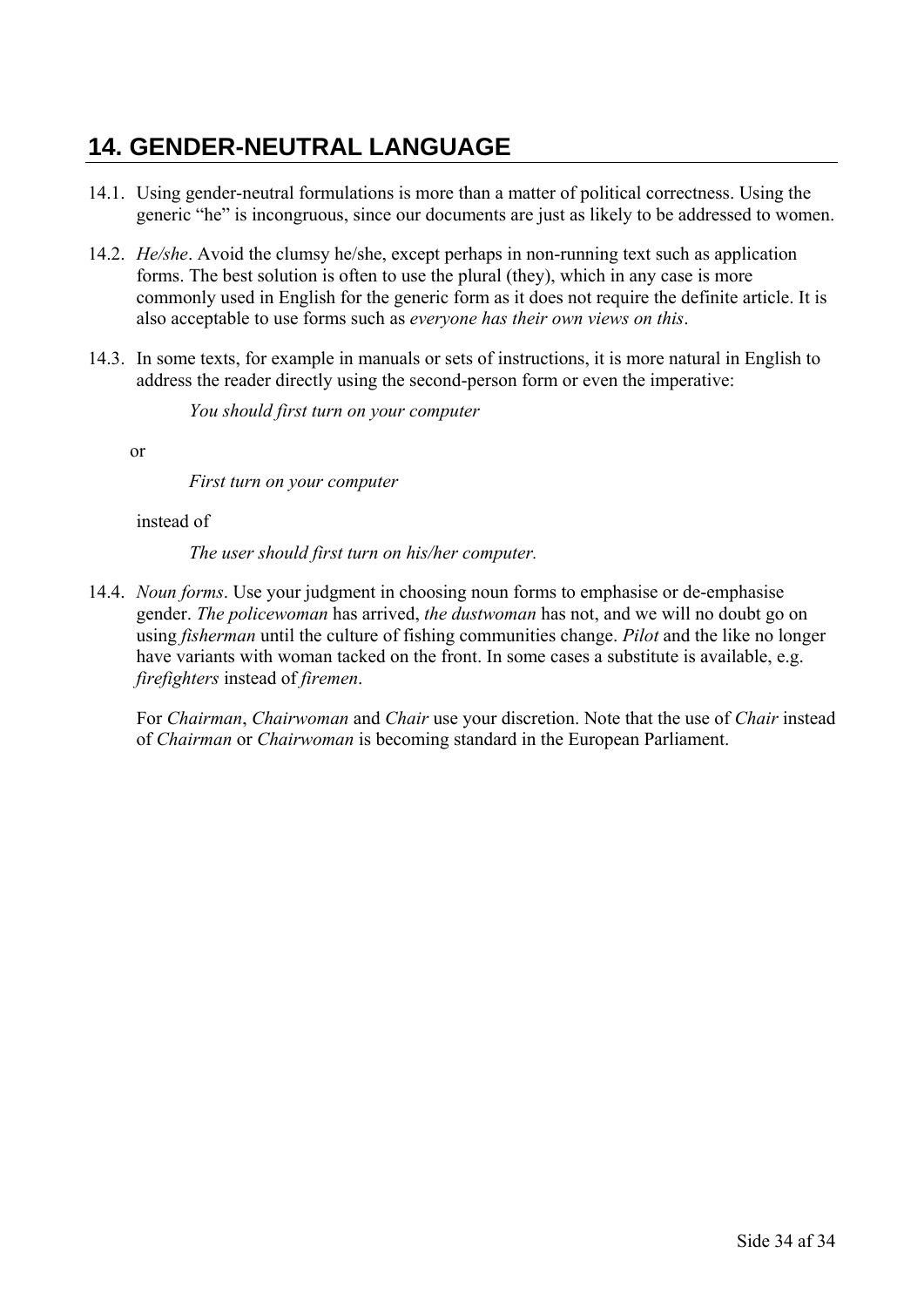## 14. GENDER-NEUTRAL LANGUAGE

14.1. Using gender-neutral formulations is more than a matter of political correctness. Using the generic "he" is incongruous, since our documents are just as likely to be addressed to women.

14.2. *He/she*. Avoid the clumsy he/she, except perhaps in non-running text such as application forms. The best solution is often to use the plural (they), which in any case is more commonly used in English for the generic form as it does not require the definite article. It is also acceptable to use forms such as *everyone has their own views on this*.

14.3. In some texts, for example in manuals or sets of instructions, it is more natural in English to address the reader directly using the second-person form or even the imperative:

> *You should first turn on your computer*

or

> *First turn on your computer*

instead of

> *The user should first turn on his/her computer.*

14.4. *Noun forms*. Use your judgment in choosing noun forms to emphasise or de-emphasise gender. *The policewoman* has arrived, *the dustwoman* has not, and we will no doubt go on using *fisherman* until the culture of fishing communities change. *Pilot* and the like no longer have variants with woman tacked on the front. In some cases a substitute is available, e.g. *firefighters* instead of *firemen*.

For *Chairman*, *Chairwoman* and *Chair* use your discretion. Note that the use of *Chair* instead of *Chairman* or *Chairwoman* is becoming standard in the European Parliament.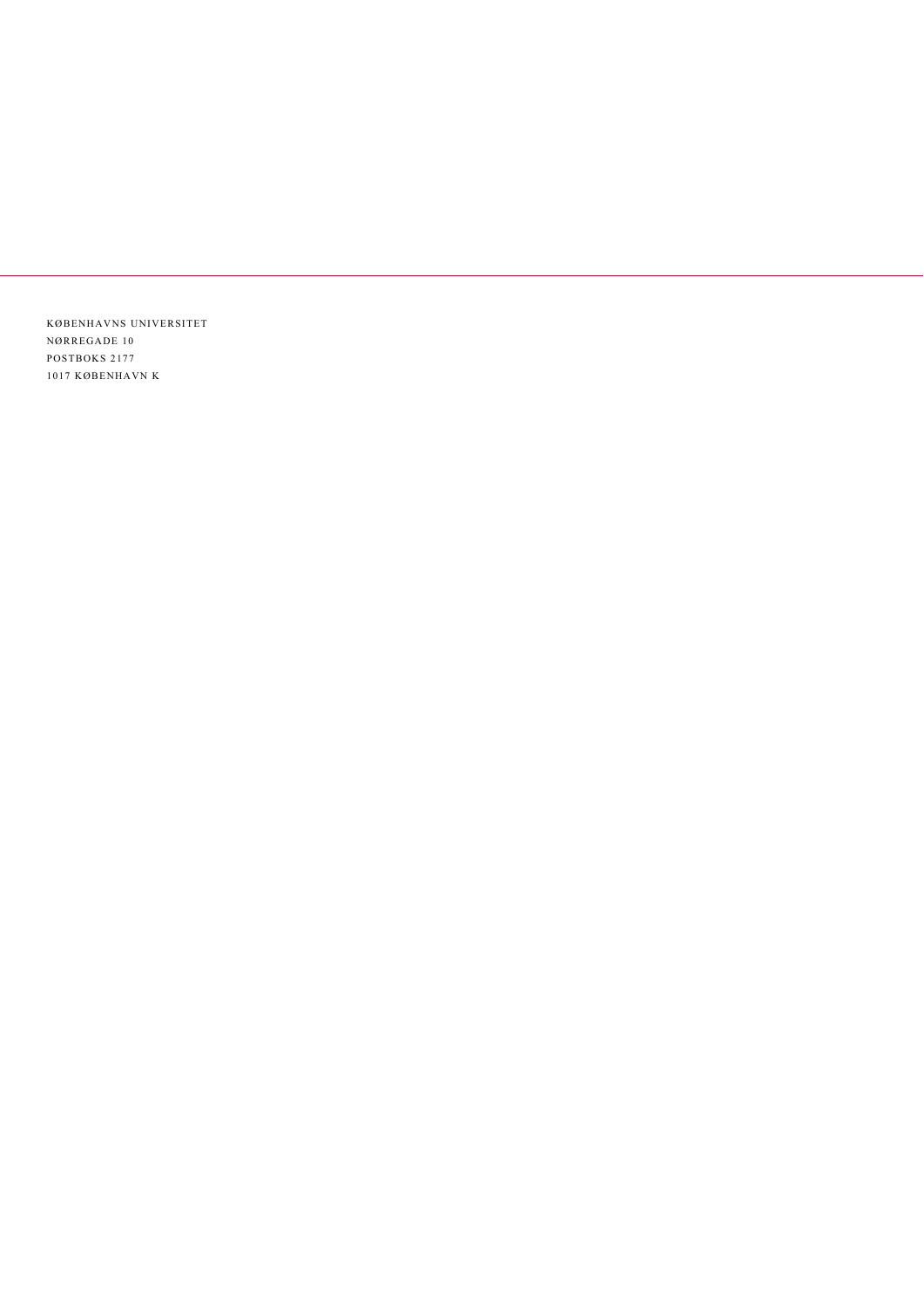KØBENHAVNS UNIVERSITET
NØRREGADE 10
POSTBOKS 2177
1017 KØBENHAVN K